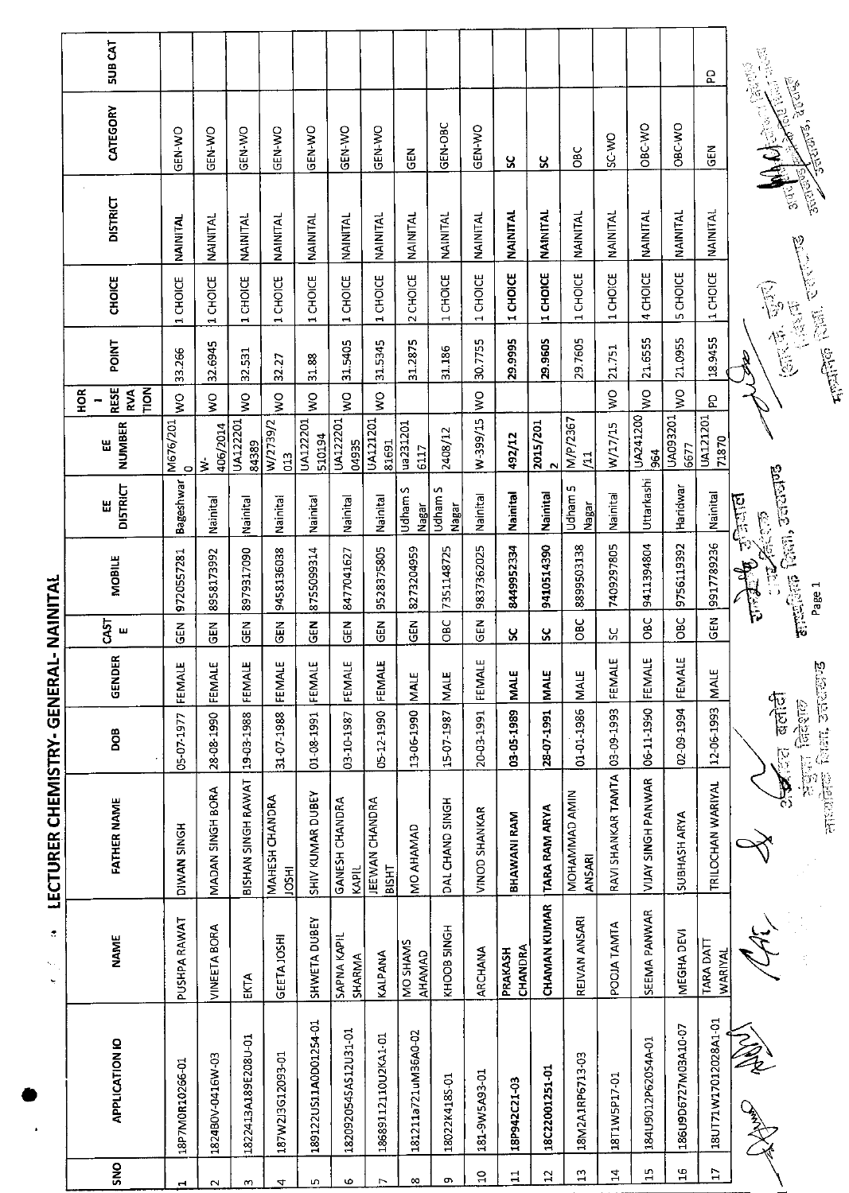# LECTURER CHEMISTRY- GENERAL- NAINITAL

| SNO | APPLICATION ID | NAME | FATHER NAME | DOB | GENDER | CASTE | MOBILE | EE DISTRICT | EE NUMBER | HOR - RESERVATION | POINT | CHOICE | DISTRICT | CATEGORY | SUB CAT |
|---|---|---|---|---|---|---|---|---|---|---|---|---|---|---|---|
| 1 | 18P7M0R10266-01 | PUSHPA RAWAT | DIWAN SINGH | 05-07-1977 | FEMALE | GEN | 9720557281 | Bageshwar | M676/2010 | WO | 33.266 | 1 CHOICE | NAINITAL | GEN-WO | |
| 2 | 18240V-0416W-03 | VINEETA BORA | MADAN SINGH BORA | 28-08-1990 | FEMALE | GEN | 8958173992 | Nainital | W-406/2014 | WO | 32.6945 | 1 CHOICE | NAINITAL | GEN-WO | |
| 3 | 1822413A189E208U-01 | EKTA | BISHAN SINGH RAWAT | 19-03-1988 | FEMALE | GEN | 8979317090 | Nainital | UA12220184389 | WO | 32.531 | 1 CHOICE | NAINITAL | GEN-WO | |
| 4 | 187W2J3G12093-01 | GEETA JOSHI | MAHESH CHANDRA JOSHI | 31-07-1988 | FEMALE | GEN | 9458136038 | Nainital | W/2739/2013 | WO | 32.27 | 1 CHOICE | NAINITAL | GEN-WO | |
| 5 | 189122U511A0D01254-01 | SHWETA DUBEY | SHIV KUMAR DUBEY | 01-08-1991 | FEMALE | GEN | 8755099314 | Nainital | UA122201510194 | WO | 31.88 | 1 CHOICE | NAINITAL | GEN-WO | |
| 6 | 1820920545A512U31-01 | SAPNA KAPIL SHARMA | GANESH CHANDRA KAPIL | 03-10-1987 | FEMALE | GEN | 8477041627 | Nainital | UA12220104935 | WO | 31.5405 | 1 CHOICE | NAINITAL | GEN-WO | |
| 7 | 18689112110U2KA1-01 | KALPANA | JEEWAN CHANDRA BISHT | 05-12-1990 | FEMALE | GEN | 9528375805 | Nainital | UA12120181691 | WO | 31.5345 | 1 CHOICE | NAINITAL | GEN-WO | |
| 8 | 181211a721uM36A0-02 | MO SHAMS AHAMAD | MO AHAMAD | 13-06-1990 | MALE | GEN | 8273204959 | Udham S Nagar | ua2312016117 | | 31.2875 | 2 CHOICE | NAINITAL | GEN | |
| 9 | 18022K4185-01 | KHOOB SINGH | DAL CHAND SINGH | 15-07-1987 | MALE | OBC | 7351148725 | Udham S Nagar | 2408/12 | | 31.186 | 1 CHOICE | NAINITAL | GEN-OBC | |
| 10 | 181-9W5A93-01 | ARCHANA | VINOD SHANKAR | 20-03-1991 | FEMALE | GEN | 9837362025 | Nainital | W-399/15 | WO | 30.7755 | 1 CHOICE | NAINITAL | GEN-WO | |
| 11 | 18P942C21-03 | PRAKASH CHANDRA | BHAWANI RAM | 03-05-1989 | MALE | SC | 8449952334 | Nainital | 492/12 | | 29.9995 | 1 CHOICE | NAINITAL | SC | |
| 12 | 18C22001251-01 | CHAMAN KUMAR | TARA RAM ARYA | 28-07-1991 | MALE | SC | 9410514390 | Nainital | 2015/2012 | | 29.9605 | 1 CHOICE | NAINITAL | SC | |
| 13 | 18M2A1RP6713-03 | REJVAN ANSARI | MOHAMMAD AMIN ANSARI | 01-01-1986 | MALE | OBC | 8899503138 | Udham S Nagar | M/P/2367/11 | | 29.7605 | 1 CHOICE | NAINITAL | OBC | |
| 14 | 18T1W5P17-01 | POOJA TAMTA | RAVI SHANKAR TAMTA | 03-09-1993 | FEMALE | SC | 7409297805 | Nainital | W/17/15 | WO | 21.751 | 1 CHOICE | NAINITAL | SC-WO | |
| 15 | 184U9012P620S4A-01 | SEEMA PANWAR | VIJAY SINGH PANWAR | 06-11-1990 | FEMALE | OBC | 9411394804 | Uttarkashi | UA241200964 | WO | 21.6555 | 4 CHOICE | NAINITAL | OBC-WO | |
| 16 | 186U9D6727M03A10-07 | MEGHA DEVI | SUBHASH ARYA | 02-09-1994 | FEMALE | OBC | 9756119392 | Haridwar | UA0932016677 | WO | 21.0955 | 5 CHOICE | NAINITAL | OBC-WO | |
| 17 | 18UT1W17012028A1-01 | TARA DATT WARIYAL | TRILOCHAN WARIYAL | 12-06-1993 | MALE | GEN | 9917789236 | Nainital | UA12120171870 | PD | 18.9455 | 1 CHOICE | NAINITAL | GEN | PD |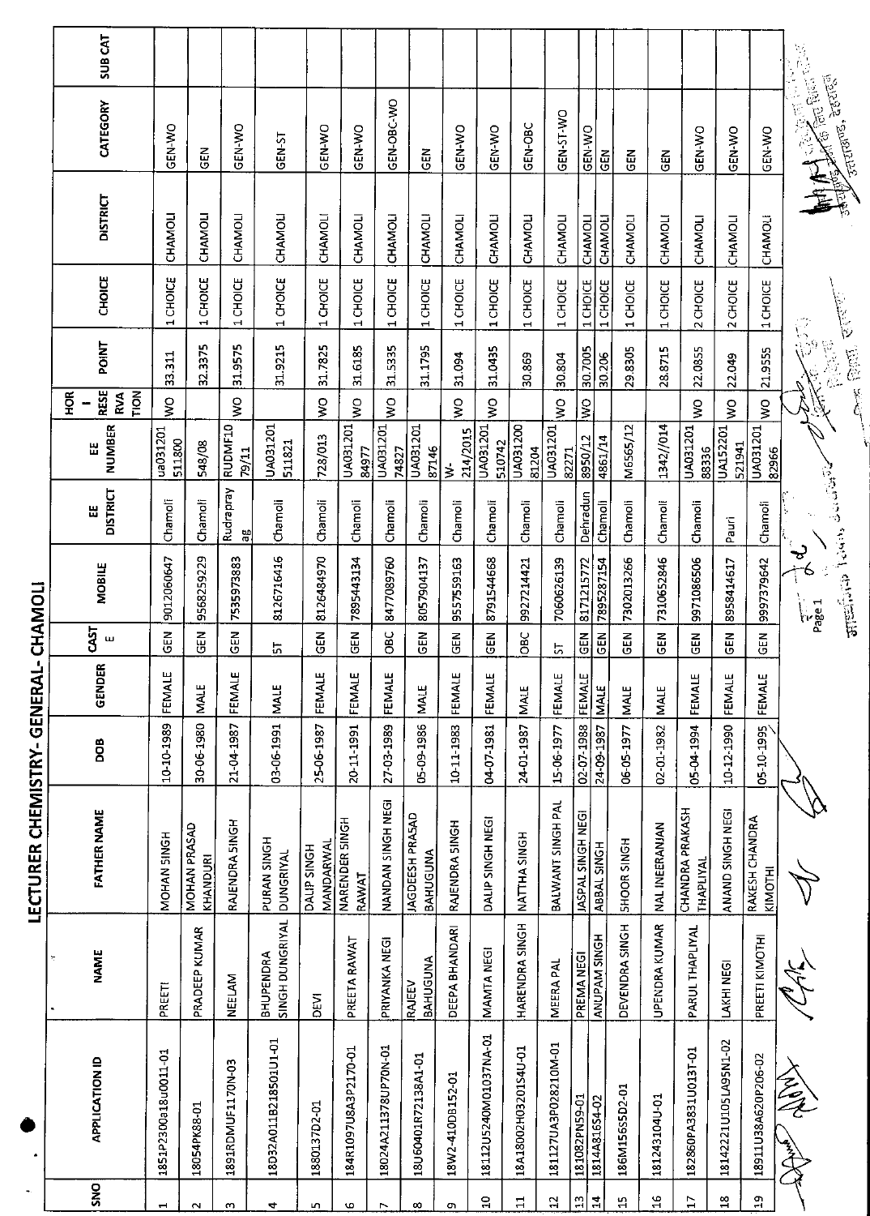# LECTURER CHEMISTRY- GENERAL- CHAMOLI

| SNO | APPLICATION ID | NAME | FATHER NAME | DOB | GENDER | CASTE | MOBILE | EE DISTRICT | EE NUMBER | HOR - RESERVATION | POINT | CHOICE | DISTRICT | CATEGORY | SUB CAT |
|---|---|---|---|---|---|---|---|---|---|---|---|---|---|---|---|
| 1 | 1851P2300a18u0011-01 | PREETI | MOHAN SINGH | 10-10-1989 | FEMALE | GEN | 9012060647 | Chamoli | ua031201511800 | WO | 33.311 | 1 CHOICE | CHAMOLI | GEN-WO | |
| 2 | 18054PK88-01 | PRADEEP KUMAR | MOHAN PRASAD KHANDURI | 30-06-1980 | MALE | GEN | 9568259229 | Chamoli | 548/08 | | 32.3375 | 1 CHOICE | CHAMOLI | GEN | |
| 3 | 1891RDMUF1170N-03 | NEELAM | RAJENDRA SINGH | 21-04-1987 | FEMALE | GEN | 7535973883 | Rudraprayag | RUDMF1079/11 | WO | 31.9575 | 1 CHOICE | CHAMOLI | GEN-WO | |
| 4 | 18D32A011B218501U1-01 | BHUPENDRA SINGH DUNGRIYAL | PURAN SINGH DUNGRIYAL | 03-06-1991 | MALE | ST | 8126716416 | Chamoli | UA031201511821 | | 31.9215 | 1 CHOICE | CHAMOLI | GEN-ST | |
| 5 | 1880137D2-01 | DEVI | DALIP SINGH MANDARWAL | 25-06-1987 | FEMALE | GEN | 8126484970 | Chamoli | 728/013 | WO | 31.7825 | 1 CHOICE | CHAMOLI | GEN-WO | |
| 6 | 184R1097U8A3P2170-01 | PREETA RAWAT | NARENDER SINGH RAWAT | 20-11-1991 | FEMALE | GEN | 7895443134 | Chamoli | UA03120184977 | WO | 31.6185 | 1 CHOICE | CHAMOLI | GEN-WO | |
| 7 | 18024A211378UP70N-01 | PRIYANKA NEGI | NANDAN SINGH NEGI | 27-03-1989 | FEMALE | OBC | 8477089760 | Chamoli | UA03120174827 | WO | 31.5335 | 1 CHOICE | CHAMOLI | GEN-OBC-WO | |
| 8 | 18U60401R72138A1-01 | RAJEEV BAHUGUNA | JAGDEESH PRASAD BAHUGUNA | 05-09-1986 | MALE | GEN | 8057904137 | Chamoli | UA03120187146 | | 31.1795 | 1 CHOICE | CHAMOLI | GEN | |
| 9 | 18W2-410DB152-01 | DEEPA BHANDARI | RAJENDRA SINGH | 10-11-1983 | FEMALE | GEN | 9557559163 | Chamoli | W-214/2015 | WO | 31.094 | 1 CHOICE | CHAMOLI | GEN-WO | |
| 10 | 18112U5240M01037NA-01 | MAMTA NEGI | DALIP SINGH NEGI | 04-07-1981 | FEMALE | GEN | 8791544668 | Chamoli | UA031201510742 | WO | 31.0435 | 1 CHOICE | CHAMOLI | GEN-WO | |
| 11 | 18A18002H03201S4U-01 | HARENDRA SINGH | NATTHA SINGH | 24-01-1987 | MALE | OBC | 9927214421 | Chamoli | UA03120081204 | | 30.869 | 1 CHOICE | CHAMOLI | GEN-OBC | |
| 12 | 181127UA3P028210M-01 | MEERA PAL | BALWANT SINGH PAL | 15-06-1977 | FEMALE | ST | 7060626139 | Chamoli | UA03120182271 | WO | 30.804 | 1 CHOICE | CHAMOLI | GEN-ST-WO | |
| 13 | 181082PN59-01 | PREMA NEGI | JASPAL SINGH NEGI | 02-07-1988 | FEMALE | GEN | 8171215772 | Dehradun | 8950/12 | WO | 30.7005 | 1 CHOICE | CHAMOLI | GEN-WO | |
| 14 | 1814A81654-02 | ANUPAM SINGH | ABBAL SINGH | 24-09-1987 | MALE | GEN | 7895287154 | Chamoli | 4861/14 | | 30.206 | 1 CHOICE | CHAMOLI | GEN | |
| 15 | 186M1565SD2-01 | DEVENDRA SINGH | SHOOR SINGH | 06-05-1977 | MALE | GEN | 7302013266 | Chamoli | M6565/12 | | 29.8305 | 1 CHOICE | CHAMOLI | GEN | |
| 16 | 181243104U-01 | UPENDRA KUMAR | NAL INEERANJAN | 02-01-1982 | MALE | GEN | 7310652846 | Chamoli | 1342//014 | | 28.8715 | 1 CHOICE | CHAMOLI | GEN | |
| 17 | 182860PA3831U0131-01 | PARUL THAPLIYAL | CHANDRA PRAKASH THAPLIYAL | 05-04-1994 | FEMALE | GEN | 9971086506 | Chamoli | UA03120188336 | WO | 22.0855 | 2 CHOICE | CHAMOLI | GEN-WO | |
| 18 | 18142221U105LA95N1-02 | LAKHI NEGI | ANAND SINGH NEGI | 10-12-1990 | FEMALE | GEN | 8958414617 | Pauri | UA152201521941 | WO | 22.049 | 2 CHOICE | CHAMOLI | GEN-WO | |
| 19 | 18911U38A620P206-02 | PREETI KIMOTHI | RAKESH CHANDRA KIMOTHI | 05-10-1995 | FEMALE | GEN | 9997379642 | Chamoli | UA03120182966 | WO | 21.9555 | 1 CHOICE | CHAMOLI | GEN-WO | |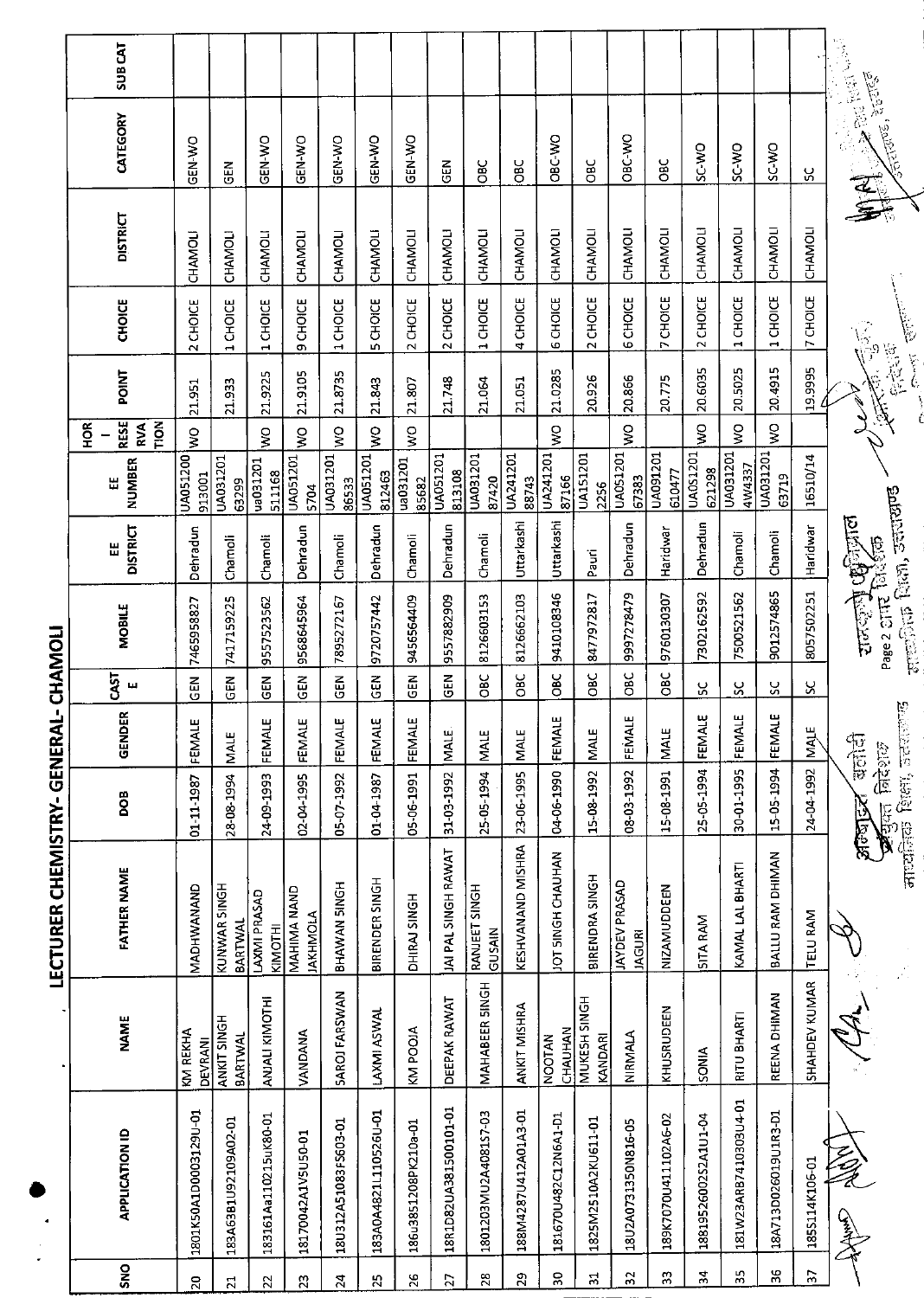# LECTURER CHEMISTRY- GENERAL- CHAMOLI

| SNO | APPLICATION ID | NAME | FATHER NAME | DOB | GENDER | CASTE | MOBILE | EE DISTRICT | EE NUMBER | HOR RESERVATION | POINT | CHOICE | DISTRICT | CATEGORY | SUB CAT |
|---|---|---|---|---|---|---|---|---|---|---|---|---|---|---|---|
| 20 | 1801K50A1D0003129U-01 | KM REKHA DEVRANI | MADHWANAND | 01-11-1987 | FEMALE | GEN | 7465958827 | Dehradun | UA051200 913001 | WO | 21.951 | 2 CHOICE | CHAMOLI | GEN-WO | |
| 21 | 183A63B1U92109A02-01 | ANKIT SINGH BARTWAL | KUNWAR SINGH BARTWAL | 28-08-1994 | MALE | GEN | 7417159225 | Chamoli | UA031201 63299 | | 21.933 | 1 CHOICE | CHAMOLI | GEN | |
| 22 | 183161Aa110215uK80-01 | ANJALI KIMOTHI | LAXMI PRASAD KIMOTHI | 24-09-1993 | FEMALE | GEN | 9557523562 | Chamoli | ua031201 511168 | WO | 21.9225 | 1 CHOICE | CHAMOLI | GEN-WO | |
| 23 | 18170042A1V5U50-01 | VANDANA | MAHIMA NAND JAKHMOLA | 02-04-1995 | FEMALE | GEN | 9568645964 | Dehradun | UA051201 5704 | WO | 21.9105 | 9 CHOICE | CHAMOLI | GEN-WO | |
| 24 | 18U312A51083F5603-01 | SAROJ FARSWAN | BHAWAN SINGH | 05-07-1992 | FEMALE | GEN | 7895272167 | Chamoli | UA031201 86533 | WO | 21.8735 | 1 CHOICE | CHAMOLI | GEN-WO | |
| 25 | 183A0A4821L110526U-01 | LAXMI ASWAL | BIRENDER SINGH | 01-04-1987 | FEMALE | GEN | 9720757442 | Dehradun | UA051201 812463 | WO | 21.843 | 5 CHOICE | CHAMOLI | GEN-WO | |
| 26 | 186u3851208PK210a-01 | KM POOJA | DHIRAJ SINGH | 05-06-1991 | FEMALE | GEN | 9456564409 | Chamoli | ua031201 85682 | WO | 21.807 | 2 CHOICE | CHAMOLI | GEN-WO | |
| 27 | 18R1D82UA381500101-01 | DEEPAK RAWAT | JAI PAL SINGH RAWAT | 31-03-1992 | MALE | GEN | 9557882909 | Dehradun | UA051201 813108 | | 21.748 | 2 CHOICE | CHAMOLI | GEN | |
| 28 | 1801203MU2A408157-03 | MAHABEER SINGH | RANJEET SINGH GUSAIN | 25-05-1994 | MALE | OBC | 8126603153 | Chamoli | UA031201 87420 | | 21.064 | 1 CHOICE | CHAMOLI | OBC | |
| 29 | 188M4287U412A01A3-01 | ANKIT MISHRA | KESHVANAND MISHRA | 23-06-1995 | MALE | OBC | 8126662103 | Uttarkashi | UA241201 88743 | | 21.051 | 4 CHOICE | CHAMOLI | OBC | |
| 30 | 181670U482C12N6A1-01 | NOOTAN CHAUHAN | JOT SINGH CHAUHAN | 04-06-1990 | FEMALE | OBC | 9410108346 | Uttarkashi | UA241201 87166 | WO | 21.0285 | 6 CHOICE | CHAMOLI | OBC-WO | |
| 31 | 1825M2510A2KU611-01 | MUKESH SINGH KANDARI | BIRENDRA SINGH | 15-08-1992 | MALE | OBC | 8477972817 | Pauri | UA151201 2256 | | 20.926 | 2 CHOICE | CHAMOLI | OBC | |
| 32 | 18U2A0731350N816-05 | NIRMALA | JAYDEV PRASAD JAGURI | 08-03-1992 | FEMALE | OBC | 9997278479 | Dehradun | UA051201 67383 | WO | 20.866 | 6 CHOICE | CHAMOLI | OBC-WO | |
| 33 | 189K7070U411102A6-02 | KHUSRUDEEN | NIZAMUDDEEN | 15-08-1991 | MALE | OBC | 9760130307 | Haridwar | UA091201 610477 | | 20.775 | 7 CHOICE | CHAMOLI | OBC | |
| 34 | 1881952600252A1U1-04 | SONIA | SITA RAM | 25-05-1994 | FEMALE | SC | 7302162592 | Dehradun | UA051201 621298 | WO | 20.6035 | 2 CHOICE | CHAMOLI | SC-WO | |
| 35 | 181W23ARB741030304-01 | RITU BHARTI | KAMAL LAL BHARTI | 30-01-1995 | FEMALE | SC | 7500521562 | Chamoli | UA031201 4W4337 | WO | 20.5025 | 1 CHOICE | CHAMOLI | SC-WO | |
| 36 | 18A713D026019U1R3-01 | REENA DHIMAN | BALLU RAM DHIMAN | 15-05-1994 | FEMALE | SC | 9012574865 | Chamoli | UA031201 63719 | WO | 20.4915 | 1 CHOICE | CHAMOLI | SC-WO | |
| 37 | 185S114K106-01 | SHAHDEV KUMAR | TELU RAM | 24-04-1992 | MALE | SC | 8057502251 | Haridwar | 16510/14 | | 19.9995 | 7 CHOICE | CHAMOLI | SC | |

अपर निदेशक बलोनी
संयुक्त निदेशक
माध्यमिक शिक्षा, उत्तराखण्ड

राजकुमार चौहान
संयुक्त निदेशक
माध्यमिक शिक्षा, उत्तराखण्ड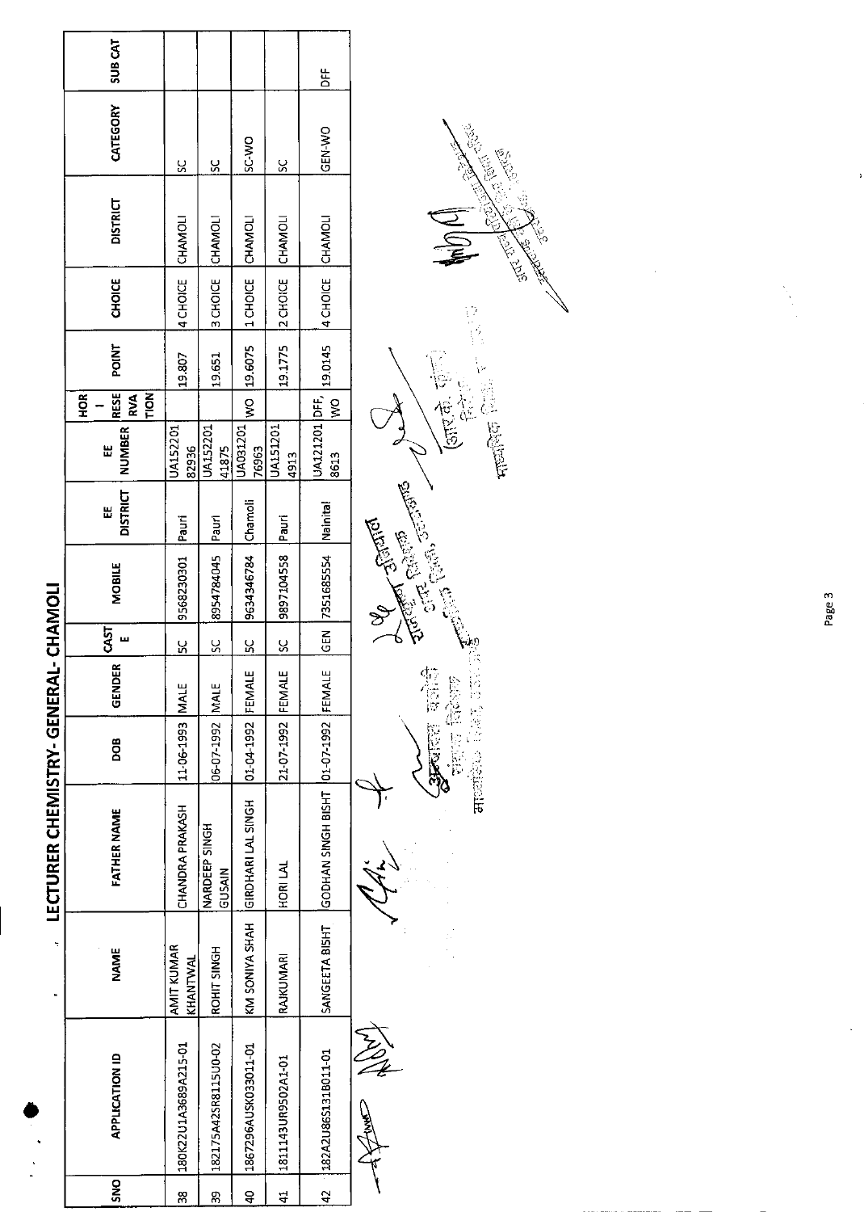# LECTURER CHEMISTRY- GENERAL- CHAMOLI

| SNO | APPLICATION ID | NAME | FATHER NAME | DOB | GENDER | CASTE | MOBILE | EE DISTRICT | EE NUMBER | HOR - RESERVATION | POINT | CHOICE | DISTRICT | CATEGORY | SUB CAT |
|---|---|---|---|---|---|---|---|---|---|---|---|---|---|---|---|
| 38 | 180K22U1A3689A215-01 | AMIT KUMAR KHANTWAL | CHANDRA PRAKASH | 11-06-1993 | MALE | SC | 9568230301 | Pauri | UA15220182936 | | 19.807 | 4 CHOICE | CHAMOLI | SC | |
| 39 | 182175A425R8115U0-02 | ROHIT SINGH | NARDEEP SINGH GUSAIN | 06-07-1992 | MALE | SC | 8954784045 | Pauri | UA15220141875 | | 19.651 | 3 CHOICE | CHAMOLI | SC | |
| 40 | 1867296AUSK033011-01 | KM SONIYA SHAH | GIRDHARI LAL SINGH | 01-04-1992 | FEMALE | SC | 9634346784 | Chamoli | UA03120176963 | WO | 19.6075 | 1 CHOICE | CHAMOLI | SC-WO | |
| 41 | 1811143UR9502A1-01 | RAJKUMARI | HORI LAL | 21-07-1992 | FEMALE | SC | 9897104558 | Pauri | UA1512014913 | | 19.1775 | 2 CHOICE | CHAMOLI | SC | |
| 42 | 182A2U86S131B011-01 | SANGEETA BISHT | GODHAN SINGH BISHT | 01-07-1992 | FEMALE | GEN | 7351685554 | Nainital | UA1212018613 | DFF, WO | 19.0145 | 4 CHOICE | CHAMOLI | GEN-WO | DFF |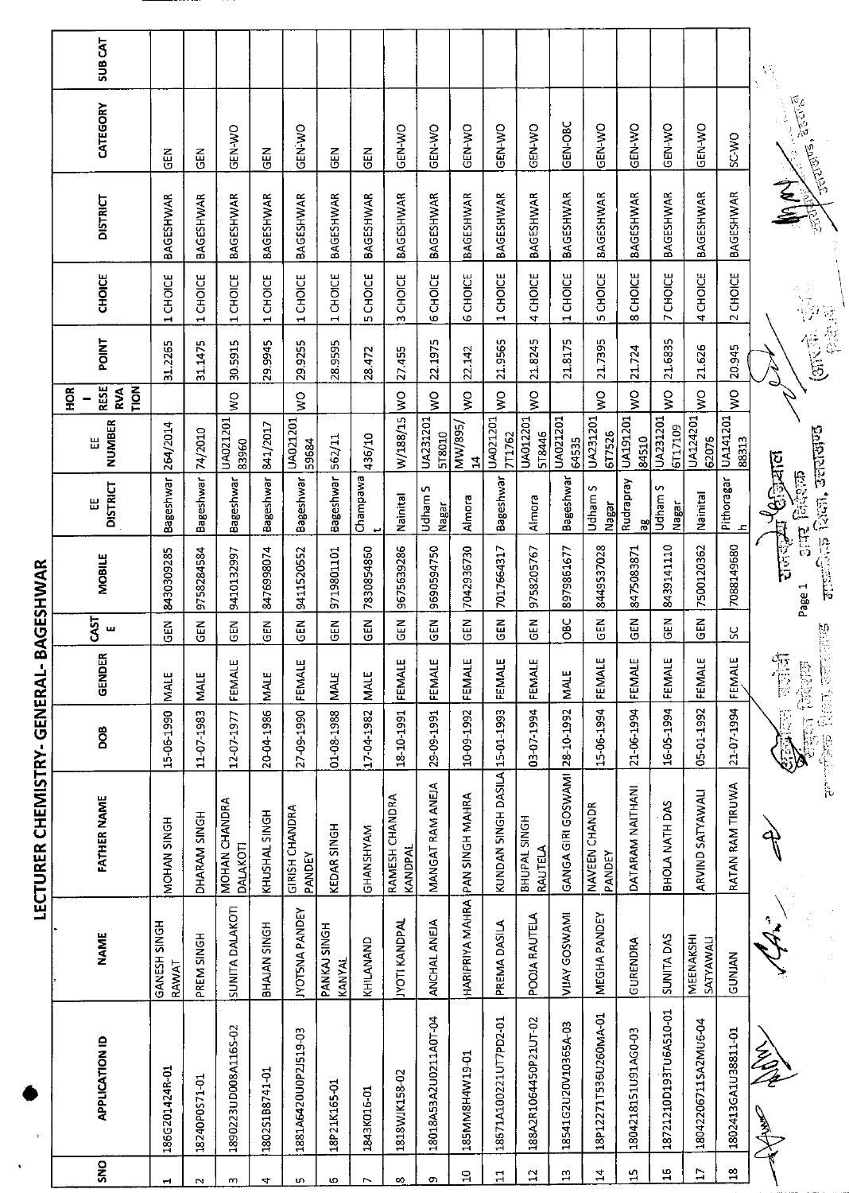# LECTURER CHEMISTRY- GENERAL- BAGESHWAR

| SNO | APPLICATION ID | NAME | FATHER NAME | DOB | GENDER | CASTE | MOBILE | EE DISTRICT | EE NUMBER | HORI RESERVATION | POINT | CHOICE | DISTRICT | CATEGORY | SUB CAT |
|---|---|---|---|---|---|---|---|---|---|---|---|---|---|---|---|
| 1 | 186G201424R-01 | GANESH SINGH RAWAT | MOHAN SINGH | 15-06-1990 | MALE | GEN | 8430309285 | Bageshwar | 264/2014 | | 31.2265 | 1 CHOICE | BAGESHWAR | GEN | |
| 2 | 18240P0571-01 | PREM SINGH | DHARAM SINGH | 11-07-1983 | MALE | GEN | 9758284584 | Bageshwar | 74/2010 | | 31.1475 | 1 CHOICE | BAGESHWAR | GEN | |
| 3 | 1890223UD008A116S-02 | SUNITA DALAKOTI | MOHAN CHANDRA DALAKOTI | 12-07-1977 | FEMALE | GEN | 9410132997 | Bageshwar | UA021201 83960 | WO | 30.5915 | 1 CHOICE | BAGESHWAR | GEN-WO | |
| 4 | 1802S1B8741-01 | BHAJAN SINGH | KHUSHAL SINGH | 20-04-1986 | MALE | GEN | 8476998074 | Bageshwar | 841/2017 | | 29.9945 | 1 CHOICE | BAGESHWAR | GEN | |
| 5 | 1881A6420U0P2J519-03 | JYOTSNA PANDEY | GIRISH CHANDRA PANDEY | 27-09-1990 | FEMALE | GEN | 9411520552 | Bageshwar | UA021201 59684 | WO | 29.9255 | 1 CHOICE | BAGESHWAR | GEN-WO | |
| 6 | 18P21K165-01 | PANKAJ SINGH KANYAL | KEDAR SINGH | 01-08-1988 | MALE | GEN | 9719801101 | Bageshwar | 562/11 | | 28.9595 | 1 CHOICE | BAGESHWAR | GEN | |
| 7 | 1843K016-01 | KHILANAND | GHANSHYAM | 17-04-1982 | MALE | GEN | 7830854860 | Champawat | 436/10 | | 28.472 | 5 CHOICE | BAGESHWAR | GEN | |
| 8 | 1818WJK158-02 | JYOTI KANDPAL | RAMESH CHANDRA KANDPAL | 18-10-1991 | FEMALE | GEN | 9675639286 | Nainital | W/188/15 | WO | 27.455 | 3 CHOICE | BAGESHWAR | GEN-WO | |
| 9 | 18018A53A2U0211A0T-04 | ANCHAL ANEJA | MANGAT RAM ANEJA | 29-09-1991 | FEMALE | GEN | 9690594750 | Udham S Nagar | UA231201 5T8010 | WO | 22.1975 | 6 CHOICE | BAGESHWAR | GEN-WO | |
| 10 | 185MM8H4W19-01 | HARIPRIYA MAHRA | PAN SINGH MAHRA | 10-09-1992 | FEMALE | GEN | 7042936730 | Almora | MW/895/ 14 | WO | 22.142 | 6 CHOICE | BAGESHWAR | GEN-WO | |
| 11 | 18571A100221UT7PD2-01 | PREMA DASILA | KUNDAN SINGH DASILA | 15-01-1993 | FEMALE | GEN | 7017664317 | Bageshwar | UA021201 7T1762 | WO | 21.9565 | 1 CHOICE | BAGESHWAR | GEN-WO | |
| 12 | 188A2R1064450P21UT-02 | POOJA RAUTELA | BHUPAL SINGH RAUTELA | 03-07-1994 | FEMALE | GEN | 9758205767 | Almora | UA012201 5T8446 | WO | 21.8245 | 4 CHOICE | BAGESHWAR | GEN-WO | |
| 13 | 18541G2U20V10365A-03 | VIJAY GOSWAMI | GANGA GIRI GOSWAMI | 28-10-1992 | MALE | OBC | 8979861677 | Bageshwar | UA021201 64535 | | 21.8175 | 1 CHOICE | BAGESHWAR | GEN-OBC | |
| 14 | 18P12271T536U260MA-01 | MEGHA PANDEY | NAVEEN CHANDR PANDEY | 15-06-1994 | FEMALE | GEN | 8449537028 | Udham S Nagar | UA231201 6T7526 | WO | 21.7395 | 5 CHOICE | BAGESHWAR | GEN-WO | |
| 15 | 18042181S1U91AG0-03 | GURENDRA | DATARAM NAITHANI | 21-06-1994 | FEMALE | GEN | 8475083871 | Rudraprayag | UA191201 84510 | WO | 21.724 | 8 CHOICE | BAGESHWAR | GEN-WO | |
| 16 | 18721210D193TU6A510-01 | SUNITA DAS | BHOLA NATH DAS | 16-05-1994 | FEMALE | GEN | 8439141110 | Udham S Nagar | UA231201 6T17109 | WO | 21.6835 | 7 CHOICE | BAGESHWAR | GEN-WO | |
| 17 | 18042206711SA2MU6-04 | MEENAKSHI SATYAWALI | ARVIND SATYAWALI | 05-01-1992 | FEMALE | GEN | 7500120362 | Nainital | UA124201 62076 | WO | 21.626 | 4 CHOICE | BAGESHWAR | GEN-WO | |
| 18 | 1802413GA1U38811-01 | GUNJAN | RATAN RAM TIRUWA | 21-07-1994 | FEMALE | SC | 7088149680 | Pithoragarh | UA141201 88313 | WO | 20.945 | 2 CHOICE | BAGESHWAR | SC-WO | |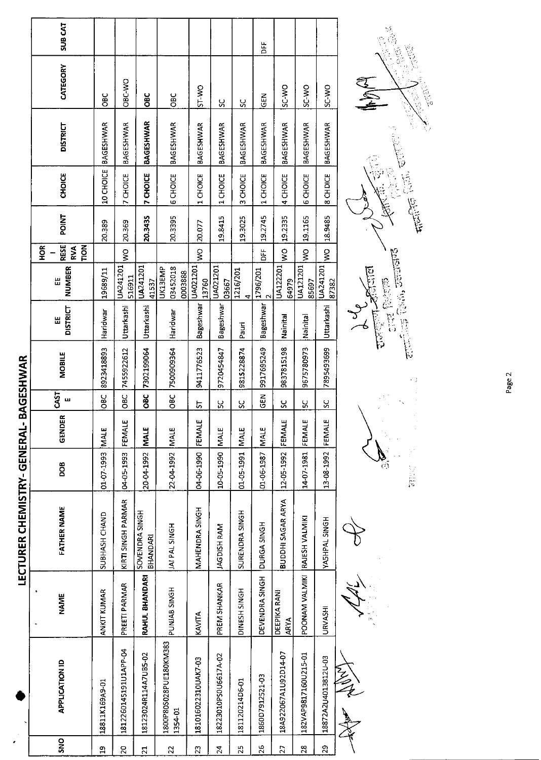# LECTURER CHEMISTRY- GENERAL- BAGESHWAR

| SNO | APPLICATION ID | NAME | FATHER NAME | DOB | GENDER | CASTE | MOBILE | EE DISTRICT | EE NUMBER | HOR - RESERVATION | POINT | CHOICE | DISTRICT | CATEGORY | SUB CAT |
|---|---|---|---|---|---|---|---|---|---|---|---|---|---|---|---|
| 19 | 18811K169A9-01 | ANKIT KUMAR | SUBHASH CHAND | 01-07-1993 | MALE | OBC | 8923418893 | Haridwar | 19689/11 | | 20.389 | 10 CHOICE | BAGESHWAR | OBC | |
| 20 | 18122601451910 1APP-04 | PREETI PARMAR | KIRTI SINGH PARMAR | 04-05-1993 | FEMALE | OBC | 7455922612 | Uttarkashi | UA241201 516911 | WO | 20.369 | 7 CHOICE | BAGESHWAR | OBC-WO | |
| 21 | 18123024R114A7UB5-02 | **RAHUL BHANDARI** | SOVENDRA SINGH BHANDARI | 20-04-1992 | **MALE** | **OBC** | 7302199064 | Uttarkashi | UA241201 41537 | | **20.3435** | **7 CHOICE** | **BAGESHWAR** | **OBC** | |
| 22 | 1800P80S028PUE180KM383 1354-01 | PUNJAB SINGH | JAI PAL SINGH | 22-04-1992 | MALE | OBC | 7500909364 | Haridwar | UK13EMP 03452018 0003888 | | 20.3395 | 6 CHOICE | BAGESHWAR | OBC | |
| 23 | 18101602231OUAK7-03 | KAVITA | MAHENDRA SINGH | 04-06-1990 | FEMALE | ST | 9411776523 | Bageshwar | UA021201 13760 | WO | 20.077 | 1 CHOICE | BAGESHWAR | ST-WO | |
| 24 | 18223010PS0U6617A-02 | PREM SHANKAR | JAGDISH RAM | 10-05-1990 | MALE | SC | 9720454847 | Bageshwar | UA021201 03667 | | 19.8415 | 1 CHOICE | BAGESHWAR | SC | |
| 25 | 181120214D6-01 | DINESH SINGH | SURENDRA SINGH | 01-05-1991 | MALE | SC | 9815228874 | Pauri | 1216/201 4 | | 19.3025 | 3 CHOICE | BAGESHWAR | SC | |
| 26 | 1860D7912521-03 | DEVENDRA SINGH | DURGA SINGH | 01-06-1987 | MALE | GEN | 9917695249 | Bageshwar | 1796/201 2 | DFF | 19.2745 | 1 CHOICE | BAGESHWAR | GEN | DFF |
| 27 | 18A922067A1U92D14-07 | DEEPIKA RANI ARYA | BUDDHI SAGAR ARYA | 12-05-1992 | FEMALE | SC | 9837815198 | Nainital | UA122201 64979 | WO | 19.2335 | 4 CHOICE | BAGESHWAR | SC-WO | |
| 28 | 182VAP9817160U215-01 | POONAM VALMIKI | RAJESH VALMIKI | 14-07-1981 | FEMALE | SC | 9675780973 | Nainital | UA121201 85697 | WO | 19.1165 | 6 CHOICE | BAGESHWAR | SC-WO | |
| 29 | 18872A2U4013812U-03 | URVASHI | YASHPAL SINGH | 13-08-1992 | FEMALE | SC | 7895493699 | Uttarkashi | UA241201 87382 | WO | 18.9485 | 8 CHOICE | BAGESHWAR | SC-WO | |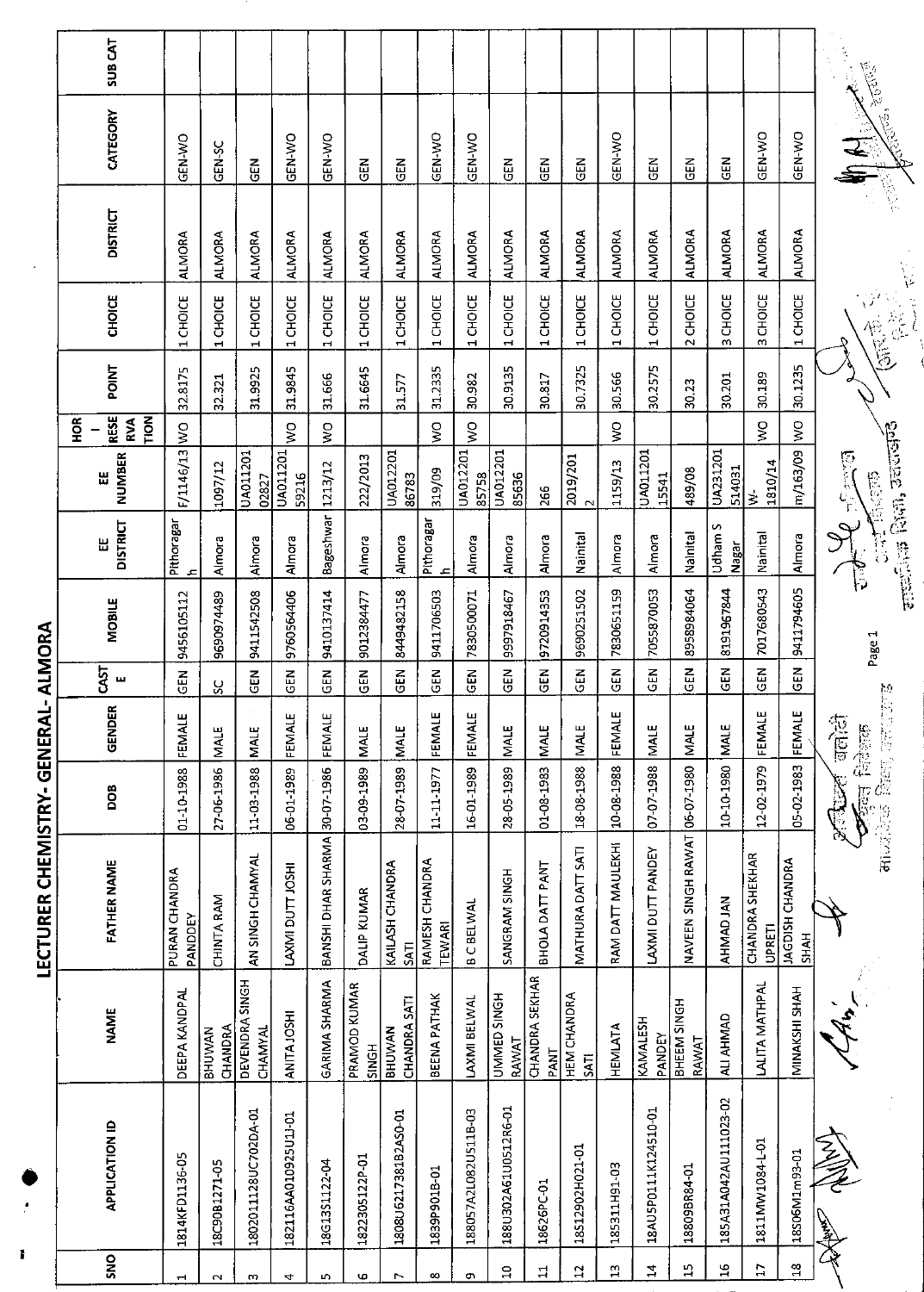# LECTURER CHEMISTRY- GENERAL- ALMORA

| SNO | APPLICATION ID | NAME | FATHER NAME | DOB | GENDER | CASTE | MOBILE | EE DISTRICT | EE NUMBER | HORI-RESERVATION | POINT | CHOICE | DISTRICT | CATEGORY | SUB CAT |
|---|---|---|---|---|---|---|---|---|---|---|---|---|---|---|---|
| 1 | 1814KFD1136-05 | DEEPA KANDPAL | PURAN CHANDRA PANDDEY | 01-10-1988 | FEMALE | GEN | 9456105112 | Pithoragarh | F/1146/13 | WO | 32.8175 | 1 CHOICE | ALMORA | GEN-WO | |
| 2 | 18C90B1271-05 | BHUWAN CHANDRA | CHINTA RAM | 27-06-1986 | MALE | SC | 9690974489 | Almora | 1097/12 | | 32.321 | 1 CHOICE | ALMORA | GEN-SC | |
| 3 | 1802011128UC702DA-01 | DEVENDRA SINGH CHAMYAL | AN SINGH CHAMYAL | 11-03-1988 | MALE | GEN | 9411542508 | Almora | UA011201 02827 | | 31.9925 | 1 CHOICE | ALMORA | GEN | |
| 4 | 182116AA010925U1J-01 | ANITA JOSHI | LAXMI DUTT JOSHI | 06-01-1989 | FEMALE | GEN | 9760564406 | Almora | UA011201 59216 | WO | 31.9845 | 1 CHOICE | ALMORA | GEN-WO | |
| 5 | 18G13S1122-04 | GARIMA SHARMA | BANSHI DHAR SHARMA | 30-07-1986 | FEMALE | GEN | 9410137414 | Bageshwar | 1213/12 | WO | 31.666 | 1 CHOICE | ALMORA | GEN-WO | |
| 6 | 1822305122P-01 | PRAMOD KUMAR SINGH | DALIP KUMAR | 03-09-1989 | MALE | GEN | 9012384477 | Almora | 222/2013 | | 31.6645 | 1 CHOICE | ALMORA | GEN | |
| 7 | 1808U6217381B2AS0-01 | BHUWAN CHANDRA SATI | KAILASH CHANDRA SATI | 28-07-1989 | MALE | GEN | 8449482158 | Almora | UA012201 86783 | | 31.577 | 1 CHOICE | ALMORA | GEN | |
| 8 | 1839P901B-01 | BEENA PATHAK | RAMESH CHANDRA TEWARI | 11-11-1977 | FEMALE | GEN | 9411706503 | Pithoragarh | 319/09 | WO | 31.2335 | 1 CHOICE | ALMORA | GEN-WO | |
| 9 | 188057A2L082U511B-03 | LAXMI BELWAL | B C BELWAL | 16-01-1989 | FEMALE | GEN | 7830500071 | Almora | UA012201 85758 | WO | 30.982 | 1 CHOICE | ALMORA | GEN-WO | |
| 10 | 188U302A61U0512R6-01 | UMMED SINGH RAWAT | SANGRAM SINGH | 28-05-1989 | MALE | GEN | 9997918467 | Almora | UA012201 85636 | | 30.9135 | 1 CHOICE | ALMORA | GEN | |
| 11 | 18626PC-01 | CHANDRA SEKHAR PANT | BHOLA DATT PANT | 01-08-1983 | MALE | GEN | 9720914353 | Almora | 266 | | 30.817 | 1 CHOICE | ALMORA | GEN | |
| 12 | 18S12902H021-01 | HEM CHANDRA SATI | MATHURA DATT SATI | 18-08-1988 | MALE | GEN | 9690251502 | Nainital | 2019/2012 | | 30.7325 | 1 CHOICE | ALMORA | GEN | |
| 13 | 185311H91-03 | HEMLATA | RAM DATT MAULEKHI | 10-08-1988 | FEMALE | GEN | 7830651159 | Almora | 1159/13 | WO | 30.566 | 1 CHOICE | ALMORA | GEN-WO | |
| 14 | 18AU5P0111K124510-01 | KAMALESH PANDEY | LAXMI DUTT PANDEY | 07-07-1988 | MALE | GEN | 7055870053 | Almora | UA011201 15541 | | 30.2575 | 1 CHOICE | ALMORA | GEN | |
| 15 | 18809BR84-01 | BHEEM SINGH RAWAT | NAVEEN SINGH RAWAT | 06-07-1980 | MALE | GEN | 8958984064 | Nainital | 489/08 | | 30.23 | 2 CHOICE | ALMORA | GEN | |
| 16 | 185A31A042AU111023-02 | ALI AHMAD | AHMAD JAN | 10-10-1980 | MALE | GEN | 8191967844 | Udham S Nagar | UA231201 514031 | | 30.201 | 3 CHOICE | ALMORA | GEN | |
| 17 | 1811MW1084-L01 | LALITA MATHPAL | CHANDRA SHEKHAR UPRETI | 12-02-1979 | FEMALE | GEN | 7017680543 | Nainital | W-1810/14 | WO | 30.189 | 3 CHOICE | ALMORA | GEN-WO | |
| 18 | 18S06M1m93-01 | MINAKSHI SHAH | JAGDISH CHANDRA SHAH | 05-02-1983 | FEMALE | GEN | 9411794605 | Almora | m/163/09 | WO | 30.1235 | 1 CHOICE | ALMORA | GEN-WO | |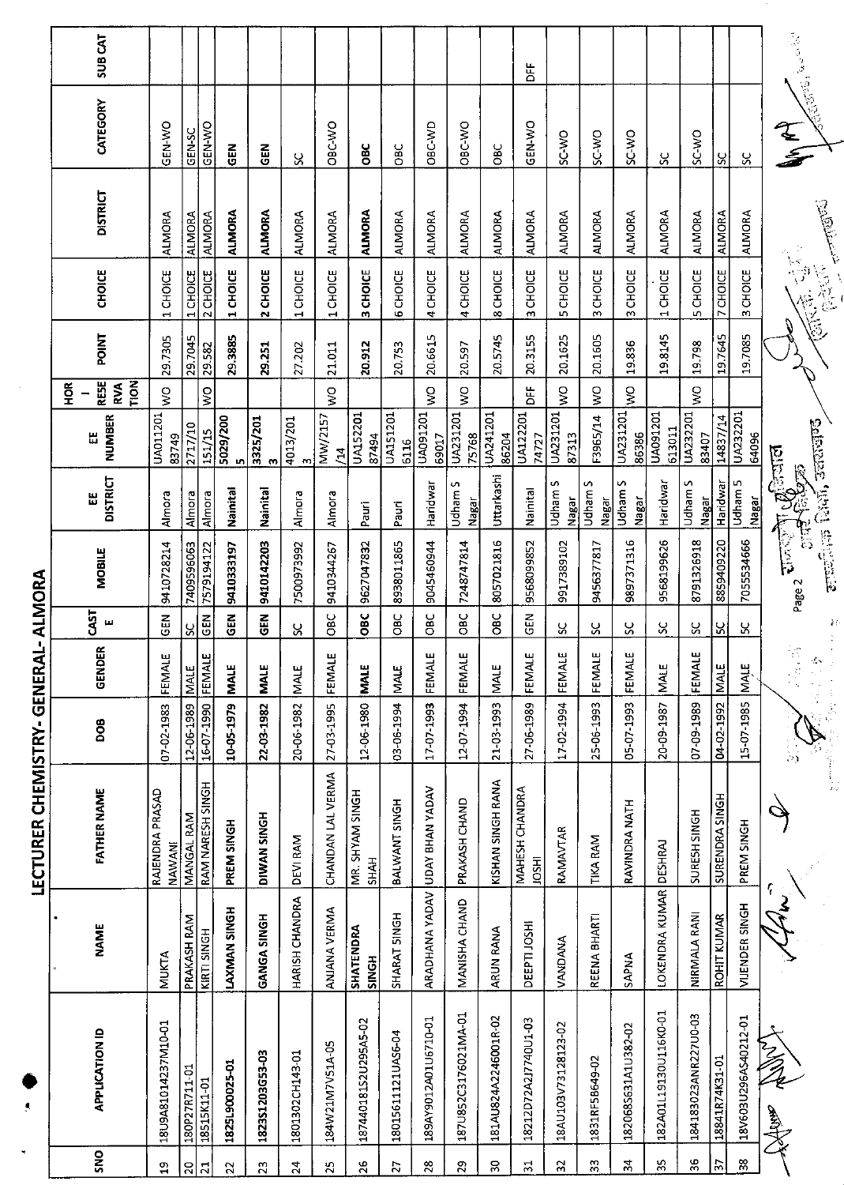# LECTURER CHEMISTRY- GENERAL- ALMORA

| SNO | APPLICATION ID | NAME | FATHER NAME | DOB | GENDER | CASTE | MOBILE | EE DISTRICT | EE NUMBER | HOR - RESERVATION | POINT | CHOICE | DISTRICT | CATEGORY | SUB CAT |
|---|---|---|---|---|---|---|---|---|---|---|---|---|---|---|---|
| 19 | 18U9A81014237M10-01 | MUKTA | RAJENDRA PRASAD NAWANI | 07-02-1983 | FEMALE | GEN | 9410728214 | Almora | UA011201 83749 | WO | 29.7305 | 1 CHOICE | ALMORA | GEN-WO | |
| 20 | 180P27R711-01 | PRAKASH RAM | MANGAL RAM | 12-06-1989 | MALE | SC | 7409596063 | Almora | 2717/10 | | 29.7045 | 1 CHOICE | ALMORA | GEN-SC | |
| 21 | 18515K11-01 | KIRTI SINGH | RAM NARESH SINGH | 16-07-1990 | FEMALE | GEN | 7579194122 | Almora | 151/15 | WO | 29.582 | 2 CHOICE | ALMORA | GEN-WO | |
| 22 | **1825L900025-01** | **LAXMAN SINGH** | **PREM SINGH** | **10-05-1979** | **MALE** | **GEN** | **9410333197** | **Nainital** | **5029/2005** | | **29.3885** | **1 CHOICE** | **ALMORA** | **GEN** | |
| 23 | **1823S1203G53-03** | **GANGA SINGH** | **DIWAN SINGH** | **22-03-1982** | **MALE** | **GEN** | **9410142203** | **Nainital** | **3325/2013** | | **29.251** | **2 CHOICE** | **ALMORA** | **GEN** | |
| 24 | 1801302CH143-01 | HARISH CHANDRA | DEVI RAM | 20-06-1982 | MALE | SC | 7500973992 | Almora | 4013/2013 | | 27.202 | 1 CHOICE | ALMORA | SC | |
| 25 | 184W21M7V51A-05 | ANJANA VERMA | CHANDAN LAL VERMA | 27-03-1995 | FEMALE | OBC | 9410344267 | Almora | MW/2157/14 | WO | 21.011 | 1 CHOICE | ALMORA | OBC-WO | |
| 26 | **187440181S2U295A5-02** | **SHATENDRA SINGH** | **MR. SHYAM SINGH SHAH** | **12-06-1980** | **MALE** | **OBC** | **9627047832** | **Pauri** | **UA152201 87494** | | **20.912** | **3 CHOICE** | **ALMORA** | **OBC** | |
| 27 | 18015611121UAS6-04 | SHARAT SINGH | BALWANT SINGH | 03-06-1994 | MALE | OBC | 8938011865 | Pauri | UA151201 6116 | | 20.753 | 6 CHOICE | ALMORA | OBC | |
| 28 | 189AY9012A01U6710-01 | ARADHANA YADAV | UDAY BHAN YADAV | 17-07-1993 | FEMALE | OBC | 9045460944 | Haridwar | UA091201 69017 | WO | 20.6615 | 4 CHOICE | ALMORA | OBC-WD | |
| 29 | 187U852C3176021MA-01 | MANISHA CHAND | PRAKASH CHAND | 12-07-1994 | FEMALE | OBC | 7248747814 | Udham S Nagar | UA231201 75768 | WO | 20.597 | 4 CHOICE | ALMORA | OBC-WO | |
| 30 | 181AU824A2246001R-02 | ARUN RANA | KISHAN SINGH RANA | 21-03-1993 | MALE | OBC | 8057021816 | Uttarkashi | UA241201 86204 | | 20.5745 | 8 CHOICE | ALMORA | OBC | |
| 31 | 18212D72A2J774OU1-03 | DEEPTI JOSHI | MAHESH CHANDRA JOSHI | 27-06-1989 | FEMALE | GEN | 9568099852 | Nainital | UA122201 74727 | DFF | 20.3155 | 3 CHOICE | ALMORA | GEN-WO | DFF |
| 32 | 18AU103V73128123-02 | VANDANA | RAMAVTAR | 17-02-1994 | FEMALE | SC | 9917389102 | Udham S Nagar | UA231201 87313 | WO | 20.1625 | 5 CHOICE | ALMORA | SC-WO | |
| 33 | 1831RF5B649-02 | REENA BHARTI | TIKA RAM | 25-06-1993 | FEMALE | SC | 9456377817 | Udham S Nagar | F3965/14 | WO | 20.1605 | 3 CHOICE | ALMORA | SC-WO | |
| 34 | 182068S631A1U382-02 | SAPNA | RAVINDRA NATH | 05-07-1993 | FEMALE | SC | 9897371316 | Udham S Nagar | UA231201 86386 | WO | 19.836 | 3 CHOICE | ALMORA | SC-WO | |
| 35 | 182A01L19130U116K0-01 | LOKENDRA KUMAR | DESHRAJ | 20-09-1987 | MALE | SC | 9568199626 | Haridwar | UA091201 613011 | | 19.8145 | 1 CHOICE | ALMORA | SC | |
| 36 | 184183023ANR227U0-03 | NIRMALA RANI | SURESH SINGH | 07-09-1989 | FEMALE | SC | 8791326918 | Udham S Nagar | UA232201 83407 | WO | 19.798 | 5 CHOICE | ALMORA | SC-WO | |
| 37 | 18841R74K31-01 | ROHIT KUMAR | SURENDRA SINGH | 04-02-1992 | MALE | SC | 8859409220 | Haridwar | 14837/14 | | 19.7645 | 7 CHOICE | ALMORA | SC | |
| 38 | 18V603U296AS40212-01 | VIJENDER SINGH | PREM SINGH | 15-07-1985 | MALE | SC | 7055534666 | Udham S Nagar | UA232201 64096 | | 19.7085 | 3 CHOICE | ALMORA | SC | |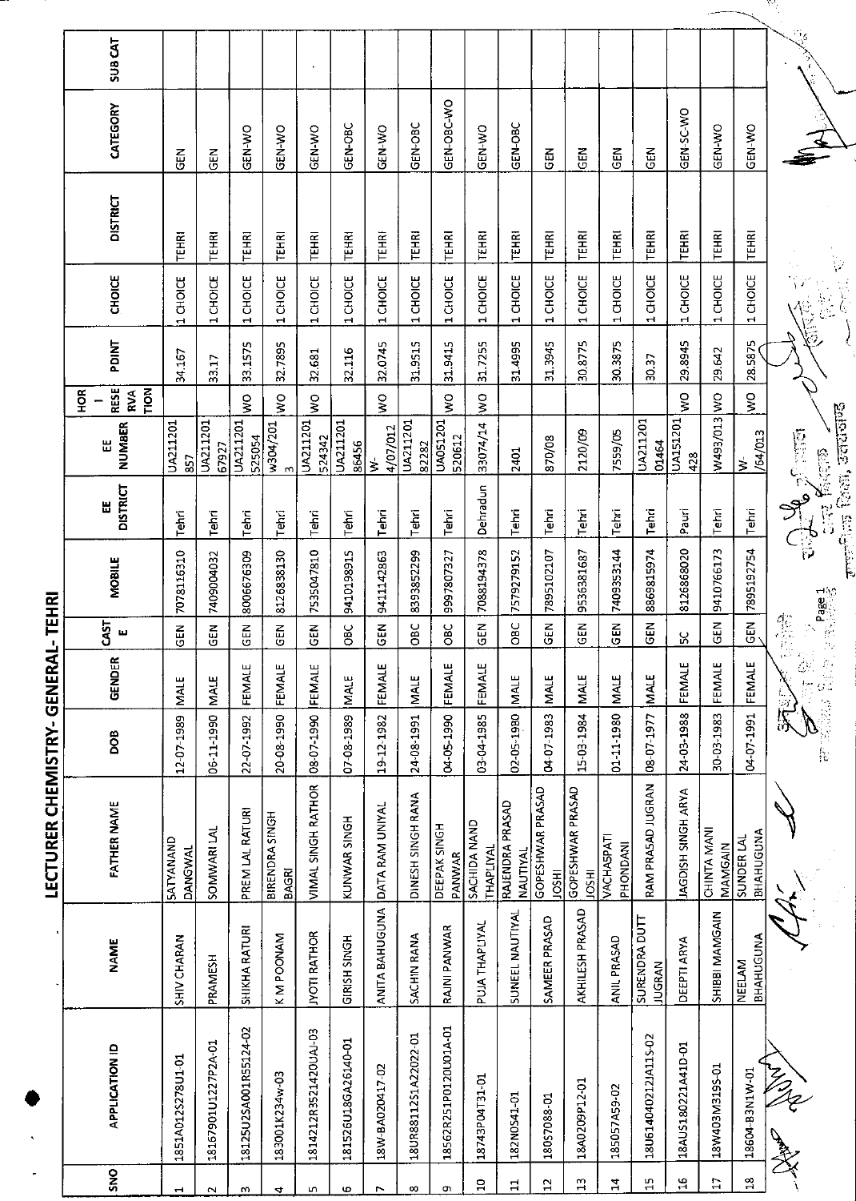# LECTURER CHEMISTRY- GENERAL- TEHRI

| SNO | APPLICATION ID | NAME | FATHER NAME | DOB | GENDER | CASTE | MOBILE | EE DISTRICT | EE NUMBER | HOR - RESERVATION | PDINT | CHOICE | DISTRICT | CATEGORY | SUB CAT |
|---|---|---|---|---|---|---|---|---|---|---|---|---|---|---|---|
| 1 | 1851A012S278U1-01 | SHIV CHARAN | SATYANAND DANGWAL | 12-07-1989 | MALE | GEN | 7078116310 | Tehri | UA211201857 | | 34.167 | 1 CHOICE | TEHRI | GEN | |
| 2 | 18167901U1227P2A-01 | PRAMESH | SOMWARI LAL | 06-11-1990 | MALE | GEN | 7409004032 | Tehri | UA21120167927 | | 33.17 | 1 CHOICE | TEHRI | GEN | |
| 3 | 18125U2SA001R55124-02 | SHIKHA RATURI | PREM LAL RATURI | 22-07-1992 | FEMALE | GEN | 8006676309 | Tehri | UA211201525054 | WO | 33.1575 | 1 CHOICE | TEHRI | GEN-WO | |
| 4 | 183001K234w-03 | K M POONAM | BIRENDRA SINGH BAGRI | 20-08-1990 | FEMALE | GEN | 8126838130 | Tehri | w304/2013 | WO | 32.7895 | 1 CHOICE | TEHRI | GEN-WO | |
| 5 | 1814212R3521420UAJ-03 | JYOTI RATHOR | VIMAL SINGH RATHOR | 08-07-1990 | FEMALE | GEN | 7535047810 | Tehri | UA211201524342 | WO | 32.681 | 1 CHOICE | TEHRI | GEN-WO | |
| 6 | 181526U18GA26140-01 | GIRISH SINGH | KUNWAR SINGH | 07-08-1989 | MALE | OBC | 9410198915 | Tehri | UA21120186456 | | 32.116 | 1 CHOICE | TEHRI | GEN-OBC | |
| 7 | 18W-BA020417-02 | ANITA BAHUGUNA | DATA RAM UNIYAL | 19-12-1982 | FEMALE | GEN | 9411142863 | Tehri | W-4/07/012 | WO | 32.0745 | 1 CHOICE | TEHRI | GEN-WO | |
| 8 | 18UR88112S1A22022-01 | SACHIN RANA | DINESH SINGH RANA | 24-08-1991 | MALE | OBC | 8393852299 | Tehri | UA21120182282 | | 31.9515 | 1 CHOICE | TEHRI | GEN-OBC | |
| 9 | 18562R251P0120U01A-01 | RAJNI PANWAR | DEEPAK SINGH PANWAR | 04-05-1990 | FEMALE | OBC | 9997807327 | Tehri | UA051201520612 | WO | 31.9415 | 1 CHOICE | TEHRI | GEN-OBC-WO | |
| 10 | 18743P04T31-01 | PUJA THAPLIYAL | SACHIDA NAND THAPLIYAL | 03-04-1985 | FEMALE | GEN | 7088194378 | Dehradun | 33074/14 | WO | 31.7255 | 1 CHOICE | TEHRI | GEN-WO | |
| 11 | 182N0541-01 | SUNEEL NAUTIYAL | RAJENDRA PRASAD NAUTIYAL | 02-05-1980 | MALE | OBC | 7579279152 | Tehri | 2401 | | 31.4995 | 1 CHOICE | TEHRI | GEN-OBC | |
| 12 | 1805T088-01 | SAMEER PRASAD | GOPESHWAR PRASAD JOSHI | 04-07-1983 | MALE | GEN | 7895102107 | Tehri | 870/08 | | 31.3945 | 1 CHOICE | TEHRI | GEN | |
| 13 | 18A0209P12-01 | AKHILESH PRASAD | GOPESHWAR PRASAD JOSHI | 15-03-1984 | MALE | GEN | 9536381687 | Tehri | 2120/09 | | 30.8775 | 1 CHOICE | TEHRI | GEN | |
| 14 | 185057A59-02 | ANIL PRASAD | VACHASPATI PHONDANI | 01-11-1980 | MALE | GEN | 7409353144 | Tehri | 7559/05 | | 30.3875 | 1 CHOICE | TEHRI | GEN | |
| 15 | 18U614040212JA11S-02 | SURENDRA DUTT JUGRAN | RAM PRASAD JUGRAN | 08-07-1977 | MALE | GEN | 8869815974 | Tehri | UA21120101464 | | 30.37 | 1 CHOICE | TEHRI | GEN | |
| 16 | 18AUS180221A41D-01 | DEEPTI ARYA | JAGDISH SINGH ARYA | 24-03-1988 | FEMALE | SC | 8126868020 | Pauri | UA151201428 | WO | 29.8945 | 1 CHOICE | TEHRI | GEN-SC-WO | |
| 17 | 18W403M319S-01 | SHIBBI MAMGAIN | CHINTA MANI MAMGAIN | 30-03-1983 | FEMALE | GEN | 9410766173 | Tehri | W493/013 | WO | 29.642 | 1 CHOICE | TEHRI | GEN-WO | |
| 18 | 18604-B3N1W-01 | NEELAM BHAHUGUNA | SUNDER LAL BHAHUGUNA | 04-07-1991 | FEMALE | GEN | 7895192754 | Tehri | W-/64/013 | WO | 28.5875 | 1 CHOICE | TEHRI | GEN-WO | |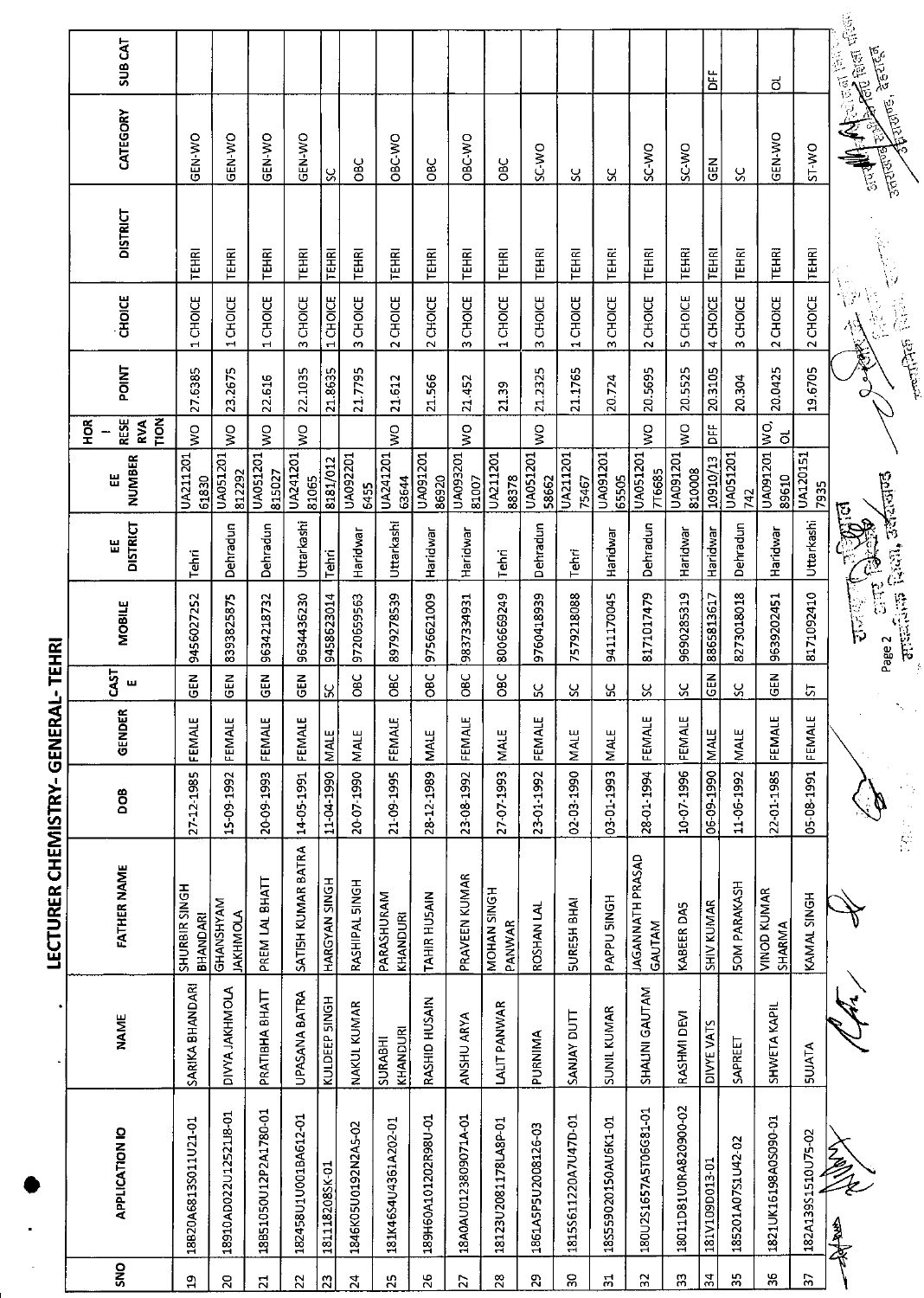# LECTURER CHEMISTRY- GENERAL- TEHRI

| SNO | APPLICATION ID | NAME | FATHER NAME | DOB | GENDER | CASTE | MOBILE | EE DISTRICT | EE NUMBER | HOR - RESERVATION | POINT | CHOICE | DISTRICT | CATEGORY | SUB CAT |
|---|---|---|---|---|---|---|---|---|---|---|---|---|---|---|---|
| 19 | 18820A6813S011U21-01 | SARIKA BHANDARI | SHURBIR SINGH BHANDARI | 27-12-1985 | FEMALE | GEN | 9456027252 | Tehri | UA21120161830 | WO | 27.6385 | 1 CHOICE | TEHRI | GEN-WO | |
| 20 | 18910AD022U1252I8-01 | DIVYA JAKHMOLA | GHANSHYAM JAKHMOLA | 15-09-1992 | FEMALE | GEN | 8393825875 | Dehradun | UA051201812292 | WO | 23.2675 | 1 CHOICE | TEHRI | GEN-WO | |
| 21 | 18851050U12P2A1780-01 | PRATIBHA BHATT | PREM LAL BHATT | 20-09-1993 | FEMALE | GEN | 9634218732 | Dehradun | UA051201815027 | WO | 22.616 | 1 CHOICE | TEHRI | GEN-WO | |
| 22 | 182458U1U001BA612-01 | UPASANA BATRA | SATISH KUMAR BATRA | 14-05-1991 | FEMALE | GEN | 9634436230 | Uttarkashi | UA24120181065 | WO | 22.1035 | 3 CHOICE | TEHRI | GEN-WO | |
| 23 | 18111820 8SK-01 | KULDEEP SINGH | HARGYAN SINGH | 11-04-1990 | MALE | SC | 9458623014 | Tehri | 8181/012 | | 21.8635 | 1 CHOICE | TEHRI | SC | |
| 24 | 1846K05U0192N2A5-02 | NAKUL KUMAR | RASHIPAL SINGH | 20-07-1990 | MALE | OBC | 9720659563 | Haridwar | UA0922016455 | | 21.7795 | 3 CHOICE | TEHRI | OBC | |
| 25 | 181K4654U4361A202-01 | SURABHI KHANDURI | PARASHURAM KHANDURI | 21-09-1995 | FEMALE | OBC | 8979278539 | Uttarkashi | UA24120163644 | WO | 21.612 | 2 CHOICE | TEHRI | OBC-WO | |
| 26 | 189H60A101202R98U-01 | RASHID HUSAIN | TAHIR HUSAIN | 28-12-1989 | MALE | OBC | 9756621009 | Haridwar | UA09120186920 | | 21.566 | 2 CHOICE | TEHRI | OBC | |
| 27 | 18A0AU0123809071A-01 | ANSHU ARYA | PRAVEEN KUMAR | 23-08-1992 | FEMALE | OBC | 9837334931 | Haridwar | UA09320181007 | WO | 21.452 | 3 CHOICE | TEHRI | OBC-WO | |
| 28 | 18123U2081178LA8P-01 | LALIT PANWAR | MOHAN SINGH PANWAR | 27-07-1993 | MALE | OBC | 8006669249 | Tehri | UA21120188378 | | 21.39 | 1 CHOICE | TEHRI | OBC | |
| 29 | 1861A5P5U2008126-03 | PURNIMA | ROSHAN LAL | 23-01-1992 | FEMALE | SC | 9760418939 | Dehradun | UA05120158662 | WO | 21.2325 | 3 CHOICE | TEHRI | SC-WO | |
| 30 | 1815561220A7U47D-01 | SANJAY DUTT | SURESH BHAI | 02-03-1990 | MALE | SC | 7579218088 | Tehri | UA21120175467 | | 21.1765 | 1 CHOICE | TEHRI | SC | |
| 31 | 18S559020150AU5K1-01 | SUNIL KUMAR | PAPPU SINGH | 03-01-1993 | MALE | SC | 9411170045 | Haridwar | UA09120165505 | | 20.724 | 3 CHOICE | TEHRI | SC | |
| 32 | 180U2S1657A5T056G81-01 | SHALINI GAUTAM | JAGANNATH PRASAD GAUTAM | 28-01-1994 | FEMALE | SC | 8171017479 | Dehradun | UA051201716685 | WO | 20.5695 | 2 CHOICE | TEHRI | SC-WO | |
| 33 | 18011D81U0RA820900-02 | RASHMI DEVI | KABEER DAS | 10-07-1996 | FEMALE | SC | 9690285319 | Haridwar | UA091201810008 | WO | 20.5525 | 5 CHOICE | TEHRI | SC-WO | |
| 34 | 181V109D013-01 | DIVYE VATS | SHIV KUMAR | 06-09-1990 | MALE | GEN | 8865813617 | Haridwar | 10910/13 | DFF | 20.3105 | 4 CHOICE | TEHRI | GEN | DFF |
| 35 | 185201A07S1U42-02 | SAPREET | SOM PARAKASH | 11-06-1992 | MALE | SC | 8273018018 | Dehradun | UA051201742 | | 20.304 | 3 CHOICE | TEHRI | SC | |
| 36 | 1821UK16198A0S090-01 | SHWETA KAPIL | VINOD KUMAR SHARMA | 22-01-1985 | FEMALE | GEN | 9639202451 | Haridwar | UA09120189610 | WO, OL | 20.0425 | 2 CHOICE | TEHRI | GEN-WO | OL |
| 37 | 182A139S1510U75-02 | SUJATA | KAMAL SINGH | 05-08-1991 | FEMALE | ST | 8171092410 | Uttarkashi | UA1201517935 | | 19.6705 | 2 CHOICE | TEHRI | ST-WO | |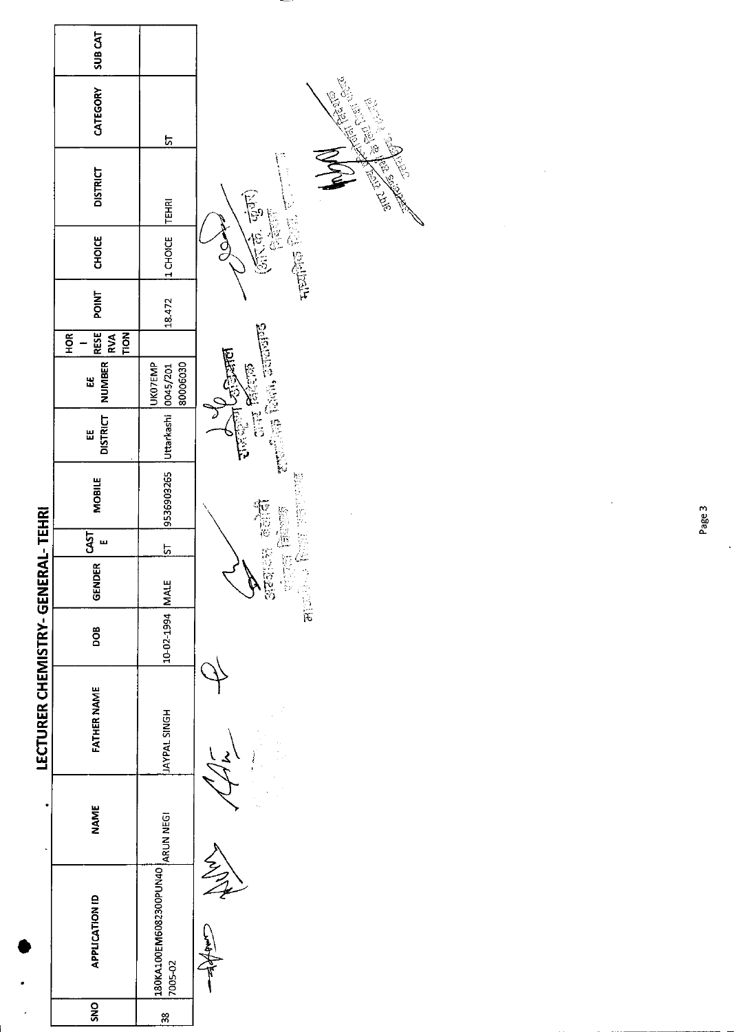# LECTURER CHEMISTRY- GENERAL- TEHRI

| SNO | APPLICATION ID | NAME | FATHER NAME | DOB | GENDER | CASTE | MOBILE | EE DISTRICT | EE NUMBER | HOR - RESERVATION | POINT | CHOICE | DISTRICT | CATEGORY | SUB CAT |
|---|---|---|---|---|---|---|---|---|---|---|---|---|---|---|---|
| 38 | 180KA100EM6082300PUN407005-02 | ARUN NEGI | JAYPAL SINGH | 10-02-1994 | MALE | ST | 9536903265 | Uttarkashi | UK07EMP0045/20180006030 | | 18.472 | 1 CHOICE | TEHRI | ST | |

उपसचिव कार्यालय, निदेशक माध्यमिक शिक्षा उत्तराखण्ड

संयुक्त निदेशक, माध्यमिक शिक्षा, उत्तराखण्ड

(आर० के० कुंवर) निदेशक माध्यमिक शिक्षा

अपर निदेशक, माध्यमिक शिक्षा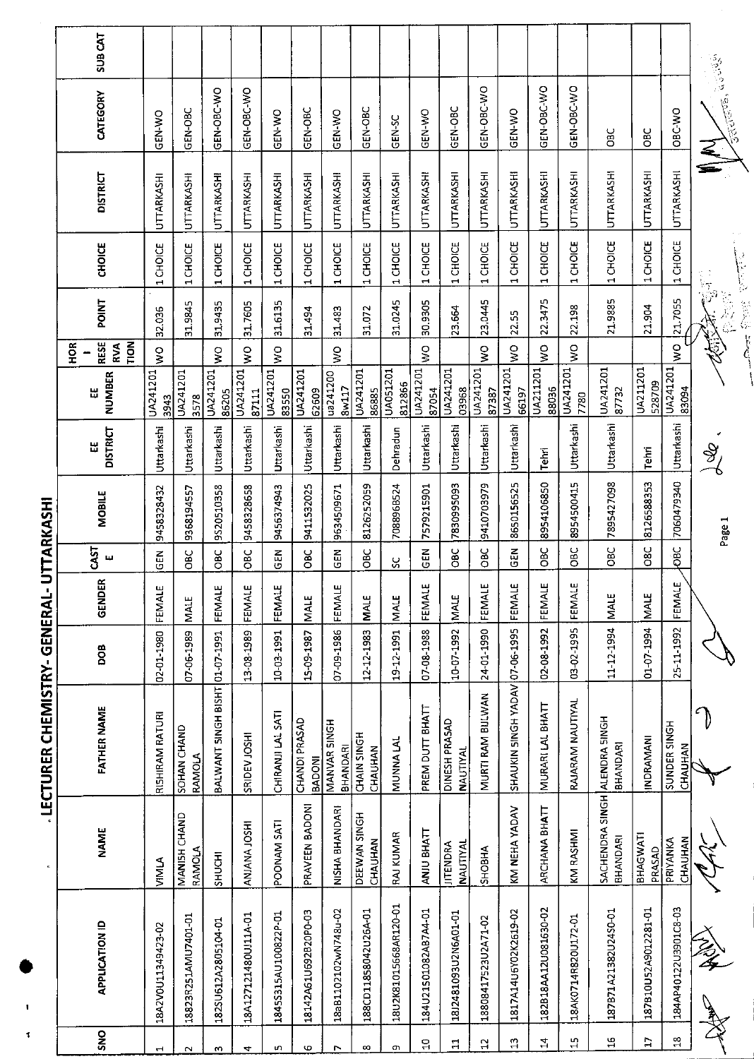# LECTURER CHEMISTRY- GENERAL- UTTARKASHI

| SNO | APPLICATION ID | NAME | FATHER NAME | DOB | GENDER | CASTE | MOBILE | EE DISTRICT | EE NUMBER | HOR - RESERVATION | POINT | CHOICE | DISTRICT | CATEGORY | SUB CAT |
|---|---|---|---|---|---|---|---|---|---|---|---|---|---|---|---|
| 1 | 18A2V0U11349423-02 | VIMLA | RISHIRAM RATURI | 02-01-1980 | FEMALE | GEN | 9458328432 | Uttarkashi | UA2412013943 | WO | 32.036 | 1 CHOICE | UTTARKASHI | GEN-WO | |
| 2 | 18823R251AMU7401-01 | MANISH CHAND RAMOLA | SOHAN CHAND RAMOLA | 07-06-1989 | MALE | OBC | 9368194557 | Uttarkashi | UA2412013578 | | 31.9845 | 1 CHOICE | UTTARKASHI | GEN-OBC | |
| 3 | 182SU612A2805104-01 | SHUCHI | BALWANT SINGH BISHT | 01-07-1991 | FEMALE | OBC | 9520510358 | Uttarkashi | UA24120186205 | WO | 31.9435 | 1 CHOICE | UTTARKASHI | GEN-OBC-WO | |
| 4 | 18A127121480UJ11A-01 | ANJANA JOSHI | SRIDEV JOSHI | 13-08-1989 | FEMALE | OBC | 9458328658 | Uttarkashi | UA24120187111 | WO | 31.7605 | 1 CHOICE | UTTARKASHI | GEN-OBC-WO | |
| 5 | 1845S315AU100822P-01 | POONAM SATI | CHIRANJI LAL SATI | 10-03-1991 | FEMALE | GEN | 9456374943 | Uttarkashi | UA24120183550 | WO | 31.6135 | 1 CHOICE | UTTARKASHI | GEN-WO | |
| 6 | 18142A61U692B20P0-03 | PRAVEEN BADONI | CHANDI PRASAD BADONI | 15-09-1987 | MALE | OBC | 9411532025 | Uttarkashi | UA24120162609 | | 31.494 | 1 CHOICE | UTTARKASHI | GEN-OBC | |
| 7 | 18aB1102102wN748u-02 | NISHA BHANDARI | MANVAR SINGH BHANDARI | 07-09-1986 | FEMALE | GEN | 9634509671 | Uttarkashi | ua2412008w117 | WO | 31.483 | 1 CHOICE | UTTARKASHI | GEN-WO | |
| 8 | 188CD11858042U26A-01 | DEEWAN SINGH CHAUHAN | CHAIN SINGH CHAUHAN | 12-12-1983 | MALE | OBC | 8126252059 | Uttarkashi | UA24120186885 | | 31.072 | 1 CHOICE | UTTARKASHI | GEN-OBC | |
| 9 | 18U2K81015668AR120-01 | RAJ KUMAR | MUNNA LAL | 19-12-1991 | MALE | SC | 7088968524 | Dehradun | UA051201812866 | | 31.0245 | 1 CHOICE | UTTARKASHI | GEN-SC | |
| 10 | 184U21501082AB7A4-01 | ANJU BHATT | PREM DUTT BHATT | 07-08-1988 | FEMALE | GEN | 7579215901 | Uttarkashi | UA24120187054 | WO | 30.9305 | 1 CHOICE | UTTARKASHI | GEN-WO | |
| 11 | 18J2481093U2N6A01-01 | JITENDRA NAUTIYAL | DINESH PRASAD NAUTIYAL | 10-07-1992 | MALE | OBC | 7830995093 | Uttarkashi | UA24120103968 | | 23.664 | 1 CHOICE | UTTARKASHI | GEN-OBC | |
| 12 | 18808417523U2A71-02 | SHOBHA | MURTI RAM BIJLWAN | 24-01-1990 | FEMALE | OBC | 9410703979 | Uttarkashi | UA24120187387 | WO | 23.0445 | 1 CHOICE | UTTARKASHI | GEN-OBC-WO | |
| 13 | 1817A14U6Y02K2619-02 | KM NEHA YADAV | SHAUKIN SINGH YADAV | 07-06-1995 | FEMALE | GEN | 8650156525 | Uttarkashi | UA24120166197 | WO | 22.55 | 1 CHOICE | UTTARKASHI | GEN-WO | |
| 14 | 182B18AA12U081630-02 | ARCHANA BHATT | MURARI LAL BHATT | 02-08-1992 | FEMALE | OBC | 8954106850 | Tehri | UA21120188036 | WO | 22.3475 | 1 CHOICE | UTTARKASHI | GEN-OBC-WO | |
| 15 | 18AK0714R820U172-01 | KM RASHMI | RAJARAM NAUTIYAL | 03-02-1995 | FEMALE | OBC | 8954500415 | Uttarkashi | UA2412017780 | WO | 22.198 | 1 CHOICE | UTTARKASHI | GEN-OBC-WO | |
| 16 | 187B71A21382U2450-01 | SACHENDRA SINGH BHANDARI | ALENDRA SINGH BHANDARI | 11-12-1994 | MALE | OBC | 7895427098 | Uttarkashi | UA24120187732 | | 21.9885 | 1 CHOICE | UTTARKASHI | OBC | |
| 17 | 187B10U52A9012281-01 | BHAGWATI PRASAD | INDRAMANI | 01-07-1994 | MALE | OBC | 8126588353 | Tehri | UA211201528709 | | 21.904 | 1 CHOICE | UTTARKASHI | OBC | |
| 18 | 184AP40122U3901C8-03 | PRIYANKA CHAUHAN | SUNDER SINGH CHAUHAN | 25-11-1992 | FEMALE | OBC | 7060479340 | Uttarkashi | UA24120183094 | WO | 21.7055 | 1 CHOICE | UTTARKASHI | OBC-WO | |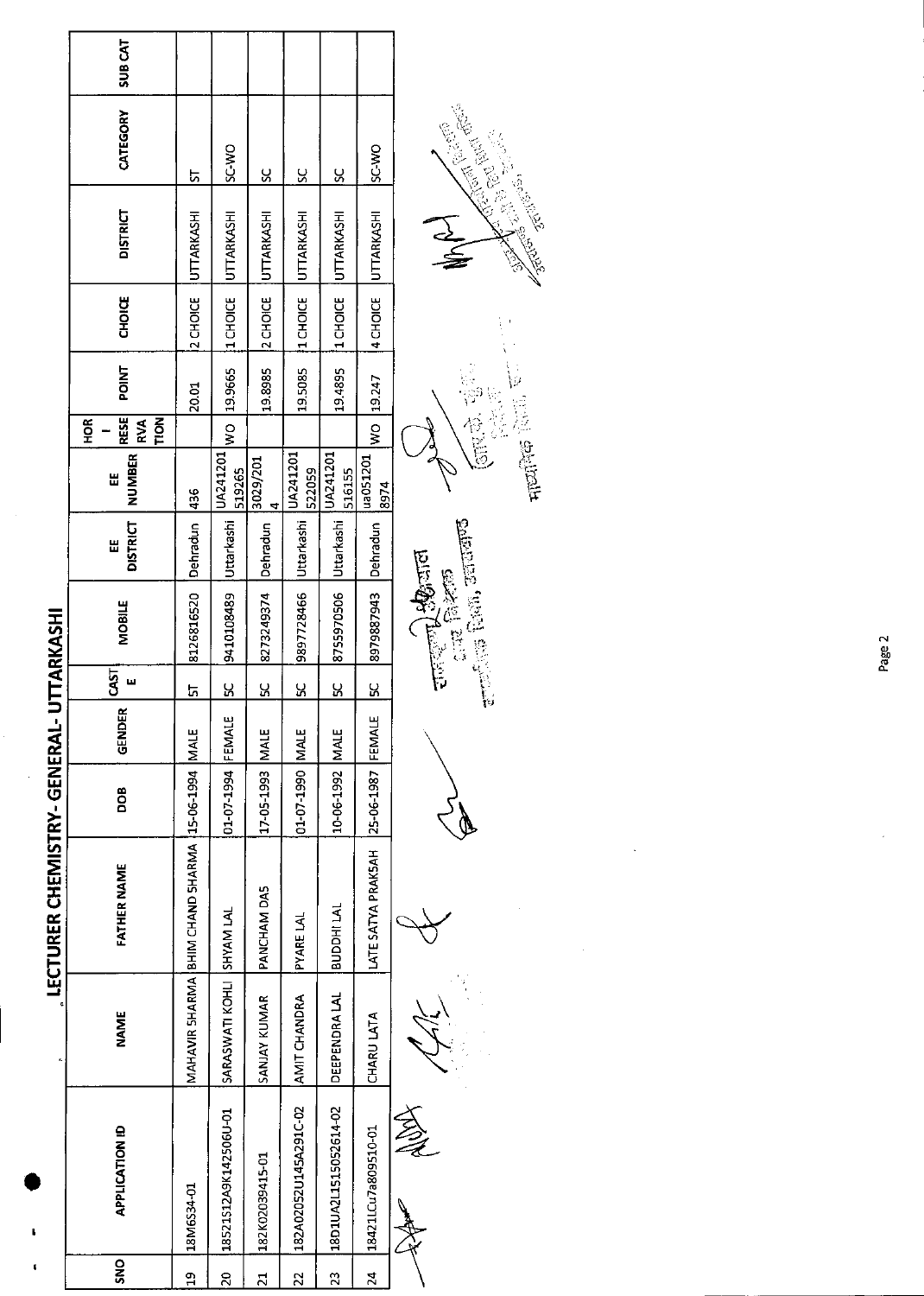# LECTURER CHEMISTRY- GENERAL- UTTARKASHI

| SNO | APPLICATION ID | NAME | FATHER NAME | DOB | GENDER | CASTE | MOBILE | EE DISTRICT | EE NUMBER | HOR - RESERVATION | POINT | CHOICE | DISTRICT | CATEGORY | SUB CAT |
|---|---|---|---|---|---|---|---|---|---|---|---|---|---|---|---|
| 19 | 18M6S34-01 | MAHAVIR SHARMA | BHIM CHAND SHARMA | 15-06-1994 | MALE | ST | 8126816520 | Dehradun | 436 | | 20.01 | 2 CHOICE | UTTARKASHI | ST | |
| 20 | 18521S12A9K142506U-01 | SARASWATI KOHLI | SHYAM LAL | 01-07-1994 | FEMALE | SC | 9410108489 | Uttarkashi | UA241201519265 | WO | 19.9665 | 1 CHOICE | UTTARKASHI | SC-WO | |
| 21 | 182K02039415-01 | SANJAY KUMAR | PANCHAM DAS | 17-05-1993 | MALE | SC | 8273249374 | Dehradun | 3029/2014 | | 19.8985 | 2 CHOICE | UTTARKASHI | SC | |
| 22 | 182A02052U145A291C-02 | AMIT CHANDRA | PYARE LAL | 01-07-1990 | MALE | SC | 9897728466 | Uttarkashi | UA241201522059 | | 19.5085 | 1 CHOICE | UTTARKASHI | SC | |
| 23 | 18D1UA2L1515052614-02 | DEEPENDRA LAL | BUDDHI LAL | 10-06-1992 | MALE | SC | 8755970506 | Uttarkashi | UA241201516155 | | 19.4895 | 1 CHOICE | UTTARKASHI | SC | |
| 24 | 18421LCu7a809510-01 | CHARU LATA | LATE SATYA PRAKSAH | 25-06-1987 | FEMALE | SC | 8979887943 | Dehradun | ua0512018974 | WO | 19.247 | 4 CHOICE | UTTARKASHI | SC-WO | |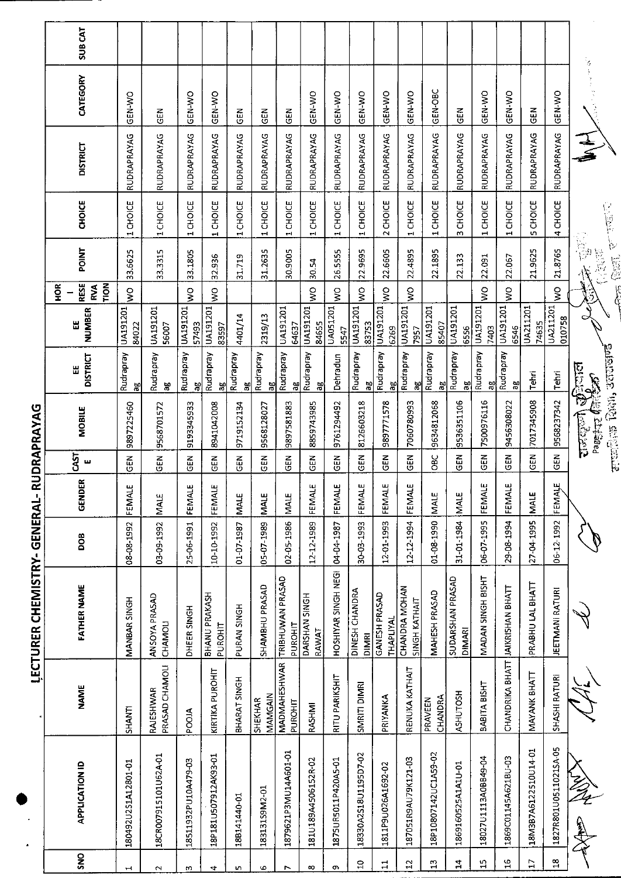# LECTURER CHEMISTRY- GENERAL- RUDRAPRAYAG

| SNO | APPLICATION ID | NAME | FATHER NAME | DOB | GENDER | CASTE | MOBILE | EE DISTRICT | EE NUMBER | HOR - RESERVATION | POINT | CHOICE | DISTRICT | CATEGORY | SUB CAT |
|---|---|---|---|---|---|---|---|---|---|---|---|---|---|---|---|
| 1 | 18049 2U2S1A12801-01 | SHANTI | MANBAR SINGH | 08-08-1992 | FEMALE | GEN | 9897225460 | Rudraprayag | UA19120184022 | WO | 33.6625 | 1 CHOICE | RUDRAPRAYAG | GEN-WO | |
| 2 | 18CR007915101U62A-01 | RAJESHWAR PRASAD CHAMOLI | ANSOYA PRASAD CHAMOLI | 03-09-1992 | MALE | GEN | 9568701572 | Rudraprayag | UA19120156007 | | 33.3315 | 1 CHOICE | RUDRAPRAYAG | GEN | |
| 3 | 18511932PU10A479-03 | POOJA | DHEER SINGH | 25-06-1991 | FEMALE | GEN | 9193345933 | Rudraprayag | UA19120157493 | WO | 33.1805 | 1 CHOICE | RUDRAPRAYAG | GEN-WO | |
| 4 | 18P181U507912AK93-01 | KIRTIKA PUROHIT | BHANU PRAKASH PUROHIT | 10-10-1992 | FEMALE | GEN | 8941042008 | Rudraprayag | UA19120183597 | WO | 32.936 | 1 CHOICE | RUDRAPRAYAG | GEN-WO | |
| 5 | 18B141440-01 | BHARAT SINGH | PURAN SINGH | 01-07-1987 | MALE | GEN | 9719152134 | Rudraprayag | 4401/14 | | 31.719 | 1 CHOICE | RUDRAPRAYAG | GEN | |
| 6 | 18313159M2-01 | SHEKHAR MAMGAIN | SHAMBHU PRASAD | 05-07-1989 | MALE | GEN | 9568128027 | Rudraprayag | 2319/13 | | 31.2635 | 1 CHOICE | RUDRAPRAYAG | GEN | |
| 7 | 1879621P3MU14A601-01 | MADMAHESHWAR PUROHIT | TRIBHUWAN PRASAD PUROHIT | 02-05-1986 | MALE | GEN | 9897581883 | Rudraprayag | UA19120164637 | | 30.9005 | 1 CHOICE | RUDRAPRAYAG | GEN | |
| 8 | 181U189A4506152R-02 | RASHMI | DARSHAN SINGH RAWAT | 12-12-1989 | FEMALE | GEN | 8859743985 | Rudraprayag | UA19120184655 | WO | 30.54 | 1 CHOICE | RUDRAPRAYAG | GEN-WO | |
| 9 | 1875UR5011P420A5-01 | RITU PARIKSHIT | HOSHIYAR SINGH NEGI | 04-04-1987 | FEMALE | GEN | 9761294492 | Dehradun | UA0512015547 | WO | 26.5555 | 1 CHOICE | RUDRAPRAYAG | GEN-WO | |
| 10 | 18330A2S18U1195D7-02 | SMRITI DIMRI | DINESH CHANDRA DIMRI | 30-03-1993 | FEMALE | GEN | 8126603218 | Rudraprayag | UA19120183753 | WO | 22.9695 | 1 CHOICE | RUDRAPRAYAG | GEN-WO | |
| 11 | 1811P9U026A1692-02 | PRIYANKA | GANESH PRASAD THAPLIYAL | 12-01-1993 | FEMALE | GEN | 9897771578 | Rudraprayag | UA1912016269 | WO | 22.6605 | 2 CHOICE | RUDRAPRAYAG | GEN-WO | |
| 12 | 187051R9AU79K121-03 | RENUKA KATHAIT | CHANDRA MOHAN SINGH KATHAIT | 12-12-1994 | FEMALE | GEN | 7060780993 | Rudraprayag | UA1912017957 | WO | 22.4895 | 1 CHOICE | RUDRAPRAYAG | GEN-WO | |
| 13 | 18P10807142UC1A59-02 | PRAVEEN CHANDRA | MAHESH PRASAD | 01-08-1990 | MALE | OBC | 9634812068 | Rudraprayag | UA19120185407 | | 22.1895 | 1 CHOICE | RUDRAPRAYAG | GEN-OBC | |
| 14 | 1869160525A1A1U-01 | ASHUTOSH | SUDARSHAN PRASAD DIMARI | 31-01-1984 | MALE | GEN | 9536351106 | Rudraprayag | UA1912016556 | | 22.133 | 3 CHOICE | RUDRAPRAYAG | GEN | |
| 15 | 18027U1113A0BB49-04 | BABITA BISHT | MADAN SINGH BISHT | 06-07-1995 | FEMALE | GEN | 7500976116 | Rudraprayag | UA1912017403 | WO | 22.091 | 1 CHOICE | RUDRAPRAYAG | GEN-WO | |
| 16 | 1869C01145A621BU-03 | CHANDRIKA BHATT | JAIKRISHAN BHATT | 29-08-1994 | FEMALE | GEN | 9456308022 | Rudraprayag | UA1912016546 | WO | 22.067 | 1 CHOICE | RUDRAPRAYAG | GEN-WO | |
| 17 | 18M3B7A6122510U14-01 | MAYANK BHATT | PRABHU LAL BHATT | 27-04-1995 | MALE | GEN | 7017345908 | Tehri | UA21120174635 | | 21.9625 | 5 CHOICE | RUDRAPRAYAG | GEN | |
| 18 | 1827R801U0511021SA-05 | SHASHI RATURI | JEETMANI RATURI | 06-12-1992 | FEMALE | GEN | 9568237342 | Tehri | UA211201010758 | WO | 21.8765 | 4 CHOICE | RUDRAPRAYAG | GEN-WO | |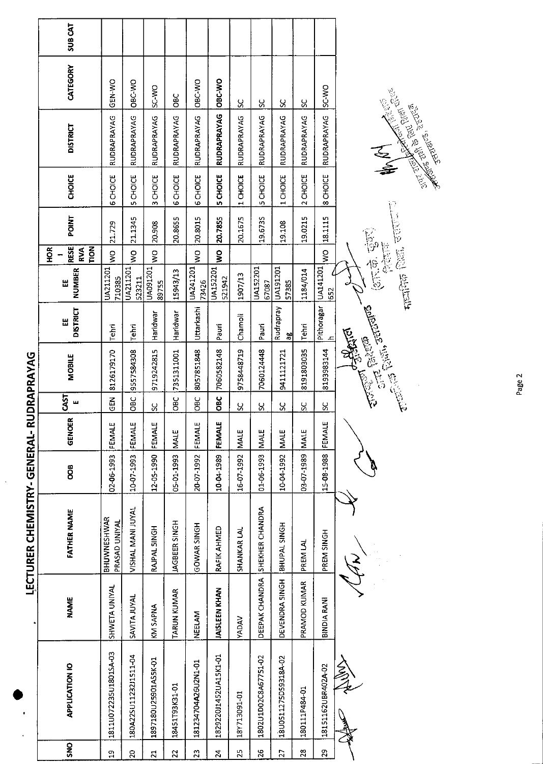# LECTURER CHEMISTRY- GENERAL- RUDRAPRAYAG

| SNO | APPLICATION ID | NAME | FATHER NAME | DOB | GENDER | CASTE | MOBILE | EE DISTRICT | EE NUMBER | HOR - RESERVATION | POINT | CHOICE | DISTRICT | CATEGORY | SUB CAT |
|---|---|---|---|---|---|---|---|---|---|---|---|---|---|---|---|
| 19 | 1811U07223SU1801SA-03 | SHWETA UNIYAL | BHUWNESHWAR PRASAD UNIYAL | 02-06-1993 | FEMALE | GEN | 8126179170 | Tehri | UA211201 710385 | WO | 21.729 | 6 CHOICE | RUDRAPRAYAG | GEN-WO | |
| 20 | 180A22SU11232J1511-04 | SAVITA JUYAL | VISHAL MANI JUYAL | 10-07-1993 | FEMALE | OBC | 9557584308 | Tehri | UA211201 523211 | WO | 21.1345 | 5 CHOICE | RUDRAPRAYAG | OBC-WO | |
| 21 | 1897180U25901A55K-01 | KM SAPNA | RAJPAL SINGH | 12-05-1990 | FEMALE | SC | 9719242815 | Haridwar | UA091201 89755 | WO | 20.908 | 3 CHOICE | RUDRAPRAYAG | SC-WO | |
| 22 | 18451T93K31-01 | TARUN KUMAR | JAGBEER SINGH | 05-01-1993 | MALE | OBC | 7351311001 | Haridwar | 15943/13 | | 20.8655 | 6 CHOICE | RUDRAPRAYAG | OBC | |
| 23 | 181234704A26U2N1-01 | NEELAM | GOWAR SINGH | 20-07-1992 | FEMALE | OBC | 8057851848 | Uttarkashi | UA241201 73426 | WO | 20.8015 | 6 CHOICE | RUDRAPRAYAG | OBC-WO | |
| 24 | **1829220J1452UA15K1-01** | **JAISLEEN KHAN** | **RAFIK AHMED** | **10-04-1989** | **FEMALE** | **OBC** | **7060582148** | **Pauri** | **UA152201 521942** | **WO** | **20.7855** | **5 CHOICE** | **RUDRAPRAYAG** | **OBC-WO** | |
| 25 | 18Y713091-01 | YADAV | SHANKAR LAL | 16-07-1992 | MALE | SC | 9758448719 | Chamoli | 1907/13 | | 20.1675 | 1 CHOICE | RUDRAPRAYAG | SC | |
| 26 | 1802U1D02C8A67751-02 | DEEPAK CHANDRA | SHEKHER CHANDRA | 01-06-1993 | MALE | SC | 7060124448 | Pauri | UA152201 67087 | | 19.6735 | 5 CHOICE | RUDRAPRAYAG | SC | |
| 27 | 18U0511275D59318A-02 | DEVENDRA SINGH | BHUPAL SINGH | 10-04-1992 | MALE | SC | 9411121721 | Rudraprayag | UA191201 57385 | | 19.108 | 1 CHOICE | RUDRAPRAYAG | SC | |
| 28 | 180111P484-01 | PRAMOD KUMAR | PREM LAL | 03-07-1989 | MALE | SC | 8191803035 | Tehri | 1184/014 | | 19.0215 | 2 CHOICE | RUDRAPRAYAG | SC | |
| 29 | 18151162UBR402A-02 | BINDIA RANI | PREM SINGH | 15-08-1988 | FEMALE | SC | 8193983144 | Pithoragarh | UA141201 652 | WO | 18.1115 | 8 CHOICE | RUDRAPRAYAG | SC-WO | |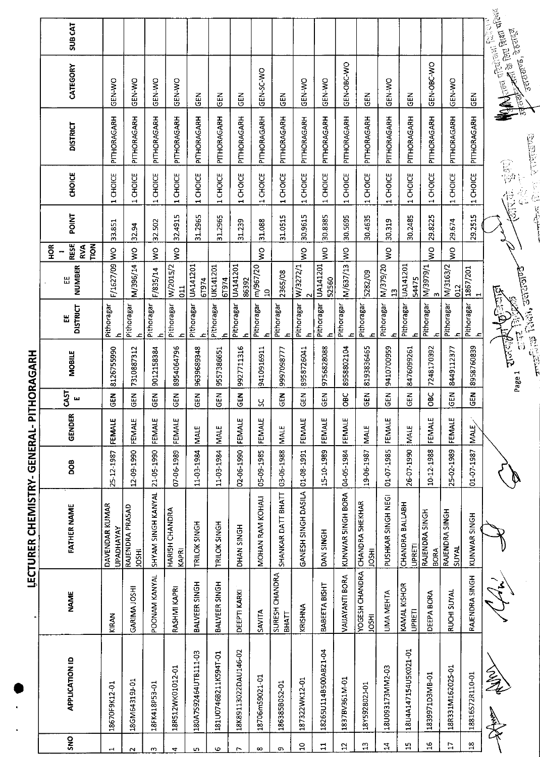# LECTURER CHEMISTRY- GENERAL- PITHORAGARH

| SNO | APPLICATION ID | NAME | FATHER NAME | DOB | GENDER | CASTE | MOBILE | EE DISTRICT | EE NUMBER | HOR - RESERVATION | POINT | CHOICE | DISTRICT | CATEGORY | SUB CAT |
|---|---|---|---|---|---|---|---|---|---|---|---|---|---|---|---|
| 1 | 18670F9K12-01 | KIRAN | DAVENDAR KUMAR UPADHAYAY | 25-12-1987 | FEMALE | GEN | 8126755990 | Pithoragarh | F/1627/09 | WO | 33.851 | 1 CHOICE | PITHORAGARH | GEN-WO | |
| 2 | 18GM64319J-01 | GARIMA JOSHI | RAJENDRA PRASAD JOSHI | 12-09-1990 | FEMALE | GEN | 7310887312 | Pithoragarh | M/396/14 | WO | 32.94 | 1 CHOICE | PITHORAGARH | GEN-WO | |
| 3 | 18FK418P53-01 | POONAM KANYAL | SHYAM SINGH KANYAL | 21-05-1990 | FEMALE | GEN | 9012158384 | Pithoragarh | F/835/14 | WO | 32.502 | 1 CHOICE | PITHORAGARH | GEN-WO | |
| 4 | 18R512WK01012-01 | RASHMI KAPRI | HARISH CHANDRA KAPRI | 07-06-1989 | FEMALE | GEN | 8954064796 | Pithoragarh | W/2015/2011 | WO | 32.4915 | 1 CHOICE | PITHORAGARH | GEN-WO | |
| 5 | 180A7S92464UTB111-03 | BALVEER SINGH | TRILOK SINGH | 11-03-1984 | MALE | GEN | 9639689348 | Pithoragarh | UA1412016T974 | | 31.2965 | 1 CHOICE | PITHORAGARH | GEN | |
| 6 | 181U0746B211K594T-01 | BALVEER SINGH | TRILOK SINGH | 11-03-1984 | MALE | GEN | 9557386651 | Pithoragarh | UK1412016T974 | | 31.2965 | 1 CHOICE | PITHORAGARH | GEN | |
| 7 | 18K89113022DAU146-02 | DEEPTI KARKI | DHAN SINGH | 02-06-1990 | FEMALE | GEN | 9927711316 | Pithoragarh | UA14120186392 | | 31.239 | 1 CHOICE | PITHORAGARH | GEN | |
| 8 | 18706mS9021-01 | SAVITA | MOHAN RAM KOHALI | 05-09-1985 | FEMALE | SC | 9410916911 | Pithoragarh | m/967/2010 | WO | 31.088 | 1 CHOICE | PITHORAGARH | GEN-SC-WO | |
| 9 | 186385B0S2-01 | SURESH CHANDRA BHATT | SHANKAR DATT BHATT | 03-06-1988 | MALE | GEN | 9997098777 | Pithoragarh | 2365/08 | | 31.0515 | 1 CHOICE | PITHORAGARH | GEN | |
| 10 | 187322WK12-01 | KRISHNA | GANESH SINGH DASILA | 01-08-1991 | FEMALE | GEN | 8958726041 | Pithoragarh | W/3272/12 | WO | 30.9615 | 1 CHOICE | PITHORAGARH | GEN-WO | |
| 11 | 18265U114B500AB21-04 | BABEETA BISHT | DAN SINGH | 15-10-1989 | FEMALE | GEN | 9756828088 | Pithoragarh | UA14120152560 | WO | 30.8385 | 1 CHOICE | PITHORAGARH | GEN-WO | |
| 12 | 1837BV361M-01 | VAIJAYANTI BORA | KUNWAR SINGH BORA | 04-05-1984 | FEMALE | OBC | 8958802104 | Pithoragarh | M/637/13 | WO | 30.5695 | 1 CHOICE | PITHORAGARH | GEN-OBC-WO | |
| 13 | 18Y592802J-01 | YOGESH CHANDRA JOSHI | CHANDRA SHEKHAR JOSHI | 19-06-1987 | MALE | GEN | 8193836465 | Pithoragarh | 5282/09 | | 30.4635 | 1 CHOICE | PITHORAGARH | GEN | |
| 14 | 18U093173MM2-03 | UMA MEHTA | PUSHKAR SINGH NEGI | 01-07-1985 | FEMALE | GEN | 9410700959 | Pithoragarh | M/379/2013 | WO | 30.319 | 1 CHOICE | PITHORAGARH | GEN-WO | |
| 15 | 18U4A147154U5K021-01 | KAMAL KISHOR UPRETI | CHANDRA BALLABH UPRETI | 26-07-1990 | MALE | GEN | 8476099261 | Pithoragarh | UA14120154475 | | 30.2485 | 1 CHOICE | PITHORAGARH | GEN | |
| 16 | 1839971D3MB-01 | DEEPA BORA | RAJENDRA SINGH BORA | 10-12-1988 | FEMALE | OBC | 7248170392 | Pithoragarh | M/3979/13 | WO | 29.8225 | 1 CHOICE | PITHORAGARH | GEN-OBC-WO | |
| 17 | 18R331M16202S-01 | RUCHI SUYAL | RAJENDRA SINGH SUYAL | 25-02-1989 | FEMALE | GEN | 8449112377 | Pithoragarh | M/3163/2012 | WO | 29.674 | 1 CHOICE | PITHORAGARH | GEN-WO | |
| 18 | 18816572R110-01 | RAJENDRA SINGH | KUNWAR SINGH | 01-07-1987 | MALE | GEN | 8958760839 | Pithoragarh | 1867/2011 | | 29.2515 | 1 CHOICE | PITHORAGARH | GEN | |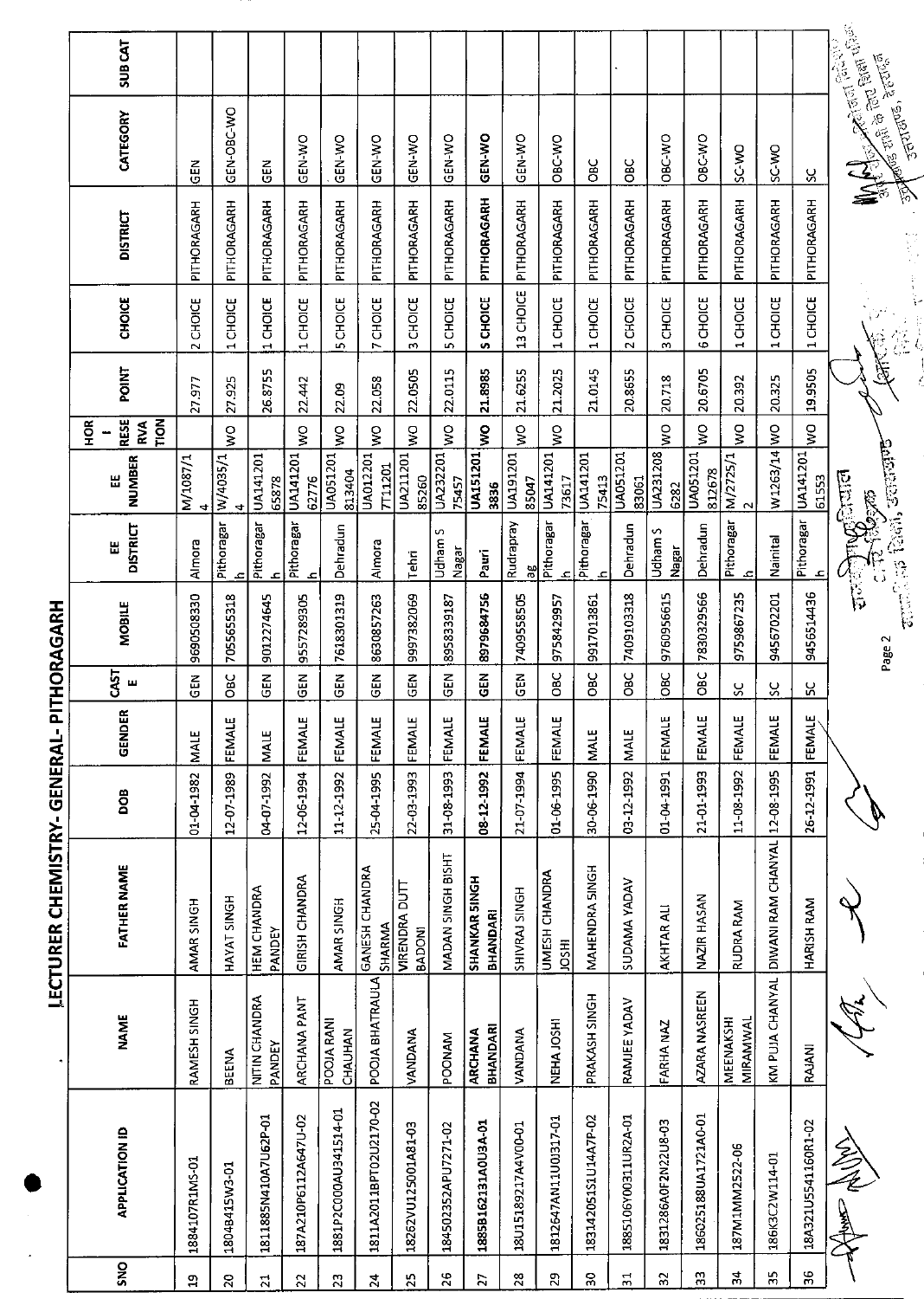# LECTURER CHEMISTRY- GENERAL- PITHORAGARH

| SNO | APPLICATION ID | NAME | FATHER NAME | DOB | GENDER | CASTE | MOBILE | EE DISTRICT | EE NUMBER | HOR I RESERVATION | POINT | CHOICE | DISTRICT | CATEGORY | SUB CAT |
|---|---|---|---|---|---|---|---|---|---|---|---|---|---|---|---|
| 19 | 1884107R1MS-01 | RAMESH SINGH | AMAR SINGH | 01-04-1982 | MALE | GEN | 9690508330 | Almora | M/1087/14 | | 27.977 | 2 CHOICE | PITHORAGARH | GEN | |
| 20 | 1804B415W3-01 | BEENA | HAYAT SINGH | 12-07-1989 | FEMALE | OBC | 7055655318 | Pithoragarh | W/4035/14 | WO | 27.925 | 1 CHOICE | PITHORAGARH | GEN-OBC-WO | |
| 21 | 1811885N410A7U62P-01 | NITIN CHANDRA PANDEY | HEM CHANDRA PANDEY | 04-07-1992 | MALE | GEN | 9012274645 | Pithoragarh | UA14120165878 | | 26.8755 | 1 CHOICE | PITHORAGARH | GEN | |
| 22 | 187A210P6112A647U-02 | ARCHANA PANT | GIRISH CHANDRA | 12-06-1994 | FEMALE | GEN | 9557289305 | Pithoragarh | UA14120162776 | WO | 22.442 | 1 CHOICE | PITHORAGARH | GEN-WO | |
| 23 | 1881P2C000AU341514-01 | POOJA RANI CHAUHAN | AMAR SINGH | 11-12-1992 | FEMALE | GEN | 7618301319 | Dehradun | UA051201813404 | WO | 22.09 | 5 CHOICE | PITHORAGARH | GEN-WO | |
| 24 | 1811A2011BPT02U2170-02 | POOJA BHATRAULA | GANESH CHANDRA SHARMA | 25-04-1995 | FEMALE | GEN | 8630857263 | Almora | UA0122017T11201 | WO | 22.058 | 7 CHOICE | PITHORAGARH | GEN-WO | |
| 25 | 18262VU125001A81-03 | VANDANA | VIRENDRA DUTT BADONI | 22-03-1993 | FEMALE | GEN | 9997382069 | Tehri | UA21120185260 | WO | 22.0505 | 3 CHOICE | PITHORAGARH | GEN-WO | |
| 26 | 184502352APU7271-02 | POONAM | MADAN SINGH BISHT | 31-08-1993 | FEMALE | GEN | 8958339187 | Udham S Nagar | UA23220175457 | WO | 22.0115 | 5 CHOICE | PITHORAGARH | GEN-WO | |
| 27 | **1885B162131A0U3A-01** | **ARCHANA BHANDARI** | **SHANKAR SINGH BHANDARI** | **08-12-1992** | **FEMALE** | **GEN** | **8979684756** | **Pauri** | **UA1512013836** | **WO** | **21.8985** | **5 CHOICE** | **PITHORAGARH** | **GEN-WO** | |
| 28 | 18U15189217A4V00-01 | VANDANA | SHIVRAJ SINGH | 21-07-1994 | FEMALE | GEN | 7409558505 | Rudraprayag | UA19120185047 | WO | 21.6255 | 13 CHOICE | PITHORAGARH | GEN-WO | |
| 29 | 1812647AN11U00317-01 | NEHA JOSHI | UMESH CHANDRA JOSHI | 01-06-1995 | FEMALE | OBC | 9758429957 | Pithoragarh | UA14120173617 | WO | 21.2025 | 1 CHOICE | PITHORAGARH | OBC-WO | |
| 30 | 1831420S1U14A7P-02 | PRAKASH SINGH | MAHENDRA SINGH | 30-06-1990 | MALE | OBC | 9917013861 | Pithoragarh | UA14120175413 | | 21.0145 | 1 CHOICE | PITHORAGARH | OBC | |
| 31 | 1885106Y00311UR2A-01 | RAMJEE YADAV | SUDAMA YADAV | 03-12-1992 | MALE | OBC | 7409103318 | Dehradun | UA05120183061 | | 20.8655 | 2 CHOICE | PITHORAGARH | OBC | |
| 32 | 1831286A0F2N22U8-03 | FARHA NAZ | AKHTAR ALI | 01-04-1991 | FEMALE | OBC | 9760956615 | Udham S Nagar | UA2312086282 | WO | 20.718 | 3 CHOICE | PITHORAGARH | OBC-WO | |
| 33 | 186025188UA1721A0-01 | AZARA NASREEN | NAZIR HASAN | 21-01-1993 | FEMALE | OBC | 7830329566 | Dehradun | UA051201812678 | WO | 20.6705 | 6 CHOICE | PITHORAGARH | OBC-WO | |
| 34 | 187M1MM2522-06 | MEENAKSHI MIRAMWAL | RUDRA RAM | 11-08-1992 | FEMALE | SC | 9759867235 | Pithoragarh | M/2725/12 | WO | 20.392 | 1 CHOICE | PITHORAGARH | SC-WO | |
| 35 | 186K3C2W114-01 | KM PUJA CHANYAL | DIWANI RAM CHANYAL | 12-08-1995 | FEMALE | SC | 9456702201 | Nainital | W1263/14 | WO | 20.325 | 1 CHOICE | PITHORAGARH | SC-WO | |
| 36 | 18A321U5541160R1-02 | RAJANI | HARISH RAM | 26-12-1991 | FEMALE | SC | 9456514436 | Pithoragarh | UA14120161553 | WO | 19.9505 | 1 CHOICE | PITHORAGARH | SC | |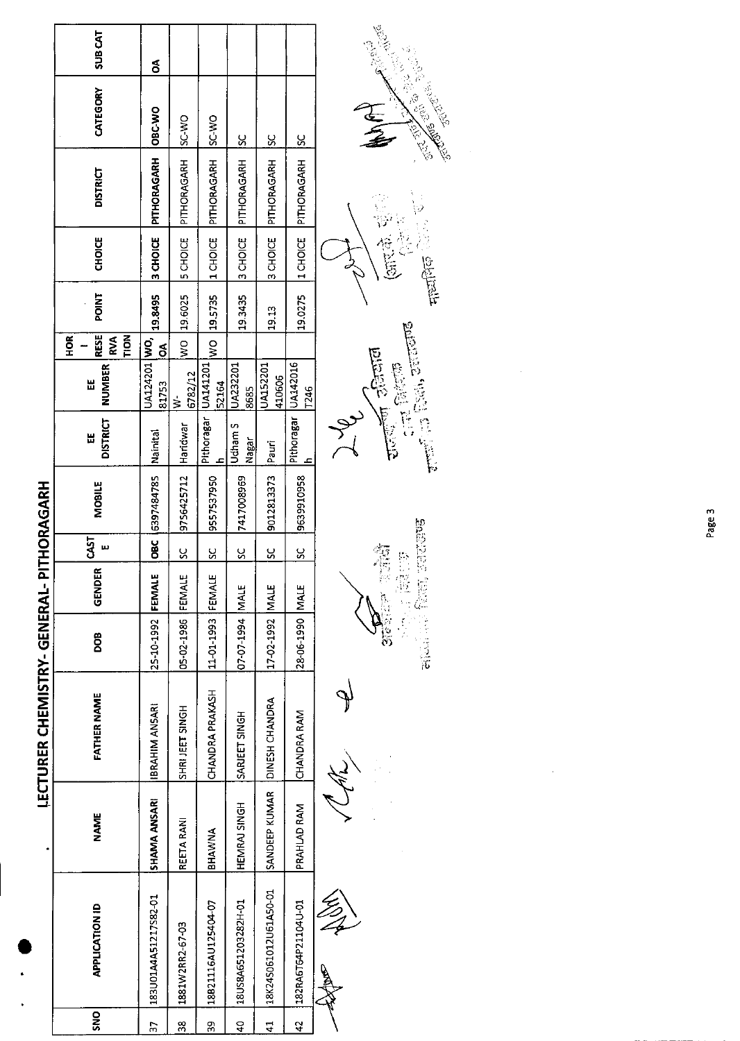# LECTURER CHEMISTRY- GENERAL- PITHORAGARH

| SNO | APPLICATION ID | NAME | FATHER NAME | DOB | GENDER | CASTE | MOBILE | EE DISTRICT | EE NUMBER | HOR - RESERVATION | POINT | CHOICE | DISTRICT | CATEGORY | SUB CAT |
|---|---|---|---|---|---|---|---|---|---|---|---|---|---|---|---|
| 37 | 183U01AA4S1217S82-01 | SHAMA ANSARI | IBRAHIM ANSARI | 25-10-1992 | FEMALE | OBC | 6397484785 | Nainital | UA12420181753 | WO, OA | 19.8495 | 3 CHOICE | PITHORAGARH | OBC-WO | OA |
| 38 | 1881W2RR2-67-03 | REETA RANI | SHRI JEET SINGH | 05-02-1986 | FEMALE | SC | 9756425712 | Haridwar | W-6782/12 | WO | 19.6025 | 5 CHOICE | PITHORAGARH | SC-WO | |
| 39 | 18B21116AU125404-07 | BHAWNA | CHANDRA PRAKASH | 11-01-1993 | FEMALE | SC | 9557537950 | Pithoragarh | UA14120152164 | WO | 19.5735 | 1 CHOICE | PITHORAGARH | SC-WO | |
| 40 | 18US8A651203282H-01 | HEMRAJ SINGH | SARJEET SINGH | 07-07-1994 | MALE | SC | 7417008969 | Udham S Nagar | UA2322018685 | | 19.3435 | 3 CHOICE | PITHORAGARH | SC | |
| 41 | 18K24S061012U61A50-01 | SANDEEP KUMAR | DINESH CHANDRA | 17-02-1992 | MALE | SC | 9012813373 | Pauri | UA152201410606 | | 19.13 | 3 CHOICE | PITHORAGARH | SC | |
| 42 | 182RA6T64P21104U-01 | PRAHLAD RAM | CHANDRA RAM | 28-06-1990 | MALE | SC | 9639910958 | Pithoragarh | UA142016T246 | | 19.0275 | 1 CHOICE | PITHORAGARH | SC | |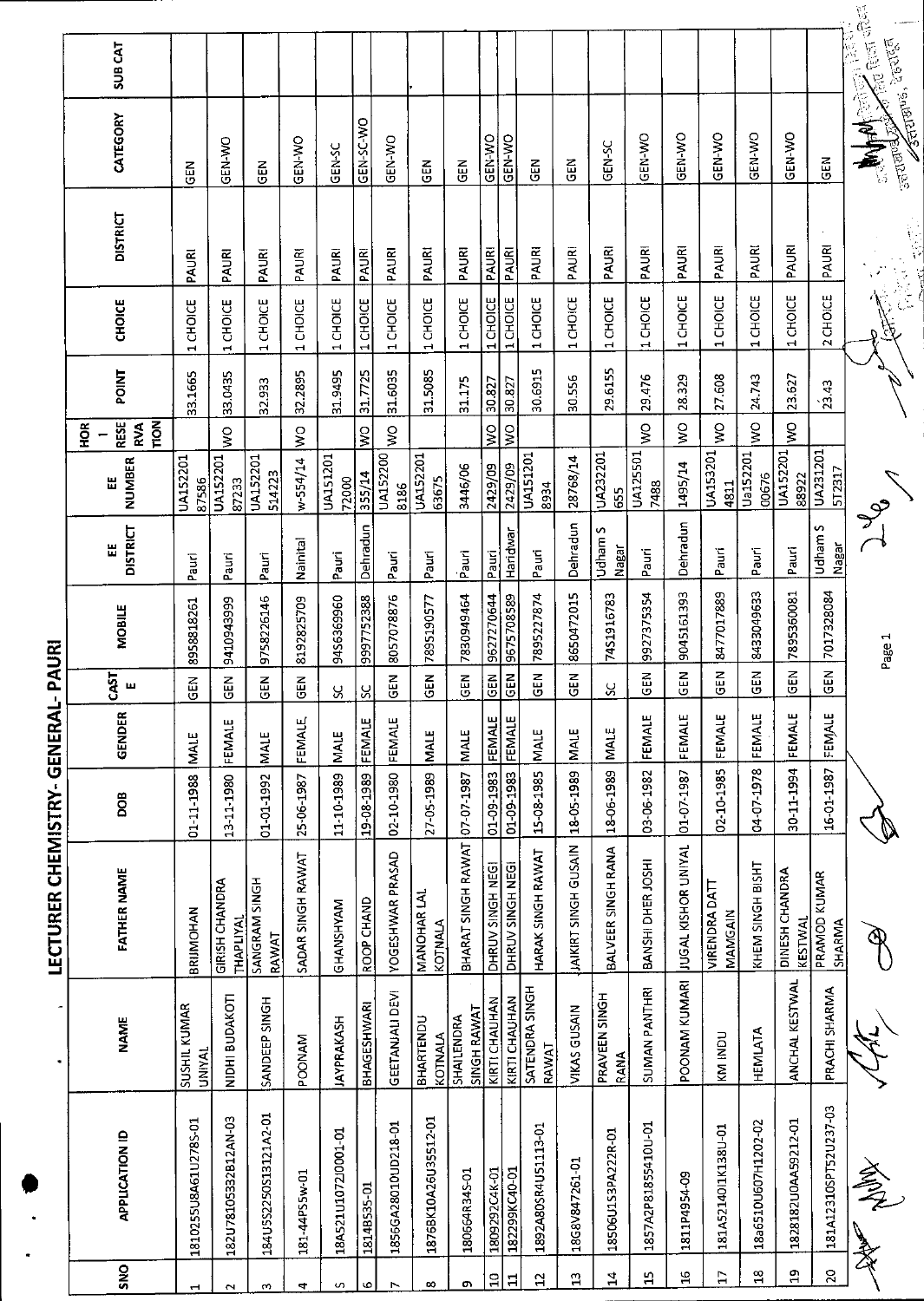# LECTURER CHEMISTRY- GENERAL- PAURI

| SNO | APPLICATION ID | NAME | FATHER NAME | DOB | GENDER | CAST E | MOBILE | EE DISTRICT | EE NUMBER | HOR - RESE RVA TION | POINT | CHOICE | DISTRICT | CATEGORY | SUB CAT |
|---|---|---|---|---|---|---|---|---|---|---|---|---|---|---|---|
| 1 | 181025SU8A61U278S-01 | SUSHIL KUMAR UNIYAL | BRIJMOHAN | 01-11-1988 | MALE | GEN | 8958818261 | Pauri | UA15220187586 | | 33.1665 | 1 CHOICE | PAURI | GEN | |
| 2 | 182U78105332B12AN-03 | NIDHI BUDAKOTI | GIRISH CHANDRA THAPLIYAL | 13-11-1980 | FEMALE | GEN | 9410943999 | Pauri | UA15220187233 | WO | 33.0435 | 1 CHOICE | PAURI | GEN-WO | |
| 3 | 184USS2250S13121A2-01 | SANDEEP SINGH | SANGRAM SINGH RAWAT | 01-01-1992 | MALE | GEN | 9758226146 | Pauri | UA152201514223 | | 32.933 | 1 CHOICE | PAURI | GEN | |
| 4 | 181-44P55w-01 | POONAM | SADAR SINGH RAWAT | 25-06-1987 | FEMALE | GEN | 8192825709 | Nainital | w-554/14 | WO | 32.2895 | 1 CHOICE | PAURI | GEN-WO | |
| 5 | 18A521U1072J0001-01 | JAYPRAKASH | GHANSHYAM | 11-10-1989 | MALE | SC | 9456369960 | Pauri | UA15120172000 | | 31.9495 | 1 CHOICE | PAURI | GEN-SC | |
| 6 | 1814B535-01 | BHAGESHWARI | ROOP CHAND | 19-08-1989 | FEMALE | SC | 9997752388 | Dehradun | 355/14 | WO | 31.7725 | 1 CHOICE | PAURI | GEN-SC-WO | |
| 7 | 1856GA28010UD218-01 | GEETANJALI DEVI | YOGESHWAR PRASAD | 02-10-1980 | FEMALE | GEN | 8057078876 | Pauri | UA1522008186 | WO | 31.6035 | 1 CHOICE | PAURI | GEN-WO | |
| 8 | 1876BK10A26U35512-01 | BHARTENDU KOTNALA | MANOHAR LAL KOTNALA | 27-05-1989 | MALE | GEN | 7895190577 | Pauri | UA15220163675 | | 31.5085 | 1 CHOICE | PAURI | GEN | |
| 9 | 180664R345-01 | SHAILENDRA SINGH RAWAT | BHARAT SINGH RAWAT | 07-07-1987 | MALE | GEN | 7830949464 | Pauri | 3446/06 | | 31.175 | 1 CHOICE | PAURI | GEN | |
| 10 | 1809292C4K-01 | KIRTI CHAUHAN | DHRUV SINGH NEGI | 01-09-1983 | FEMALE | GEN | 9627270644 | Pauri | 2429/09 | WO | 30.827 | 1 CHOICE | PAURI | GEN-WO | |
| 11 | 182299KC40-01 | KIRTI CHAUHAN | DHRUV SINGH NEGI | 01-09-1983 | FEMALE | GEN | 9675708589 | Haridwar | 2429/09 | WO | 30.827 | 1 CHOICE | PAURI | GEN-WO | |
| 12 | 1892A80SR4U51113-01 | SATENDRA SINGH RAWAT | HARAK SINGH RAWAT | 15-08-1985 | MALE | GEN | 7895227874 | Pauri | UA1512018934 | | 30.6915 | 1 CHOICE | PAURI | GEN | |
| 13 | 18G8V847261-01 | VIKAS GUSAIN | JAIKIRT SINGH GUSAIN | 18-05-1989 | MALE | GEN | 8650472015 | Dehradun | 28768/14 | | 30.556 | 1 CHOICE | PAURI | GEN | |
| 14 | 18506U153PA222R-01 | PRAVEEN SINGH RANA | BALVEER SINGH RANA | 18-06-1989 | MALE | SC | 7451916783 | Udham S Nagar | UA232201655 | | 29.6155 | 1 CHOICE | PAURI | GEN-SC | |
| 15 | 1857A2P81855410U-01 | SUMAN PANTHRI | BANSHI DHER JOSHI | 03-06-1982 | FEMALE | GEN | 9927375354 | Pauri | UA1255017488 | WO | 29.476 | 1 CHOICE | PAURI | GEN-WO | |
| 16 | 1811P4954-09 | POONAM KUMARI | JUGAL KISHOR UNIYAL | 01-07-1987 | FEMALE | GEN | 9045161393 | Dehradun | 1495/14 | WO | 28.329 | 1 CHOICE | PAURI | GEN-WO | |
| 17 | 181A52140I1K138U-01 | KM INDU | VIRENDRA DATT MAMGAIN | 02-10-1985 | FEMALE | GEN | 8477017889 | Pauri | UA1532014811 | WO | 27.608 | 1 CHOICE | PAURI | GEN-WO | |
| 18 | 18a6510U607H1202-02 | HEMLATA | KHEM SINGH BISHT | 04-07-1978 | FEMALE | GEN | 8433049633 | Pauri | Ua15220100676 | WO | 24.743 | 1 CHOICE | PAURI | GEN-WO | |
| 19 | 1828182U0AA59212-01 | ANCHAL KESTWAL | DINESH CHANDRA KESTWAL | 30-11-1994 | FEMALE | GEN | 7895360081 | Pauri | UA15220188922 | WO | 23.627 | 1 CHOICE | PAURI | GEN-WO | |
| 20 | 181A12310SPT52U237-03 | PRACHI SHARMA | PRAMOD KUMAR SHARMA | 16-01-1987 | FEMALE | GEN | 7017328084 | Udham S Nagar | UA2312015T2317 | | 23.43 | 2 CHOICE | PAURI | GEN | |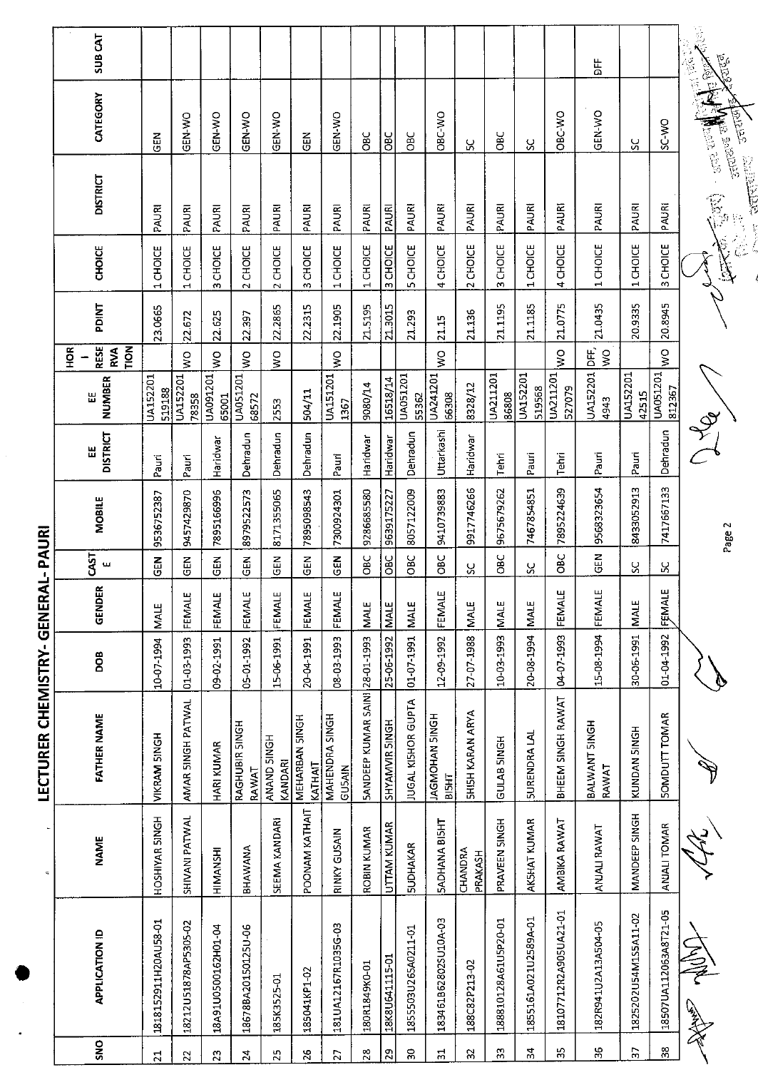# LECTURER CHEMISTRY- GENERAL- PAURI

| SNO | APPLICATION ID | NAME | FATHER NAME | DOB | GENDER | CASTE | MOBILE | EE DISTRICT | EE NUMBER | HOR - RESERVATION | PDINT | CHOICE | DISTRICT | CATEGORY | SUB CAT |
|---|---|---|---|---|---|---|---|---|---|---|---|---|---|---|---|
| 21 | 1818152911H20AU58-01 | HOSHIYAR SINGH | VIKRAM SINGH | 10-07-1994 | MALE | GEN | 9536752387 | Pauri | UA152201 519188 | | 23.0665 | 1 CHOICE | PAURI | GEN | |
| 22 | 18212U51878AP5305-02 | SHIVANI PATWAL | AMAR SINGH PATWAL | 01-03-1993 | FEMALE | GEN | 9457429870 | Pauri | UA152201 78358 | WO | 22.672 | 1 CHOICE | PAURI | GEN-WO | |
| 23 | 18A91U0500162H01-04 | HIMANSHI | HARI KUMAR | 09-02-1991 | FEMALE | GEN | 7895166996 | Haridwar | UA091201 65001 | WO | 22.625 | 3 CHOICE | PAURI | GEN-WO | |
| 24 | 18678BA20150125U-06 | BHAWANA | RAGHUBIR SINGH RAWAT | 05-01-1992 | FEMALE | GEN | 8979522573 | Dehradun | UA051201 68572 | WO | 22.397 | 2 CHOICE | PAURI | GEN-WO | |
| 25 | 185K3525-01 | SEEMA KANDARI | ANAND SINGH KANDARI | 15-06-1991 | FEMALE | GEN | 8171355065 | Dehradun | 2553 | WO | 22.2865 | 2 CHOICE | PAURI | GEN-WO | |
| 26 | 185041KP1-02 | POONAM KATHAIT | MEHARBAN SINGH KATHAIT | 20-04-1991 | FEMALE | GEN | 7895098543 | Dehradun | 504/11 | | 22.2315 | 3 CHOICE | PAURI | GEN | |
| 27 | 181UA12167R1035G-03 | RINKY GUSAIN | MAHENDRA SINGH GUSAIN | 08-03-1993 | FEMALE | GEN | 7300924301 | Pauri | UA151201 1367 | WO | 22.1905 | 1 CHOICE | PAURI | GEN-WO | |
| 28 | 180R1849K0-01 | ROBIN KUMAR | SANDEEP KUMAR SAINI | 28-01-1993 | MALE | OBC | 9286685580 | Haridwar | 9080/14 | | 21.5195 | 1 CHOICE | PAURI | OBC | |
| 29 | 18K8U641115-01 | UTTAM KUMAR | SHYAMVIR SINGH | 25-06-1992 | MALE | OBC | 9639175227 | Haridwar | 16518/14 | | 21.3015 | 3 CHOICE | PAURI | OBC | |
| 30 | 1855503U26SA0211-01 | SUDHAKAR | JUGAL KISHOR GUPTA | 01-07-1991 | MALE | OBC | 8057122009 | Dehradun | UA051201 55362 | | 21.293 | 5 CHOICE | PAURI | OBC | |
| 31 | 183461B62802SU10A-03 | SADHANA BISHT | JAGMOHAN SINGH BISHT | 12-09-1992 | FEMALE | OBC | 9410739883 | Uttarkashi | UA241201 66308 | WO | 21.15 | 4 CHOICE | PAURI | OBC-WO | |
| 32 | 188C82P213-02 | CHANDRA PRAKASH | SHISH KARAN ARYA | 27-07-1988 | MALE | SC | 9917746266 | Haridwar | 8328/12 | | 21.136 | 2 CHOICE | PAURI | SC | |
| 33 | 188810128A61U5P20-01 | PRAVEEN SINGH | GULAB SINGH | 10-03-1993 | MALE | OBC | 9675679262 | Tehri | UA211201 86808 | | 21.1195 | 3 CHOICE | PAURI | OBC | |
| 34 | 1855161A021U2589A-01 | AKSHAT KUMAR | SURENDRA LAL | 20-08-1994 | MALE | SC | 7467854851 | Pauri | UA152201 519568 | | 21.1185 | 1 CHOICE | PAURI | SC | |
| 35 | 18107712R2A905UA21-01 | AMBIKA RAWAT | BHEEM SINGH RAWAT | 04-07-1993 | FEMALE | OBC | 7895224639 | Tehri | UA211201 527079 | WO | 21.0775 | 4 CHOICE | PAURI | OBC-WO | |
| 36 | 182R941U2A13A504-05 | ANJALI RAWAT | BALWANT SINGH RAWAT | 15-08-1994 | FEMALE | GEN | 9568323654 | Pauri | UA152201 4943 | DFF, WO | 21.0435 | 1 CHOICE | PAURI | GEN-WO | DFF |
| 37 | 1825202U54M1S5A11-02 | MANDEEP SINGH | KUNDAN SINGH | 30-06-1991 | MALE | SC | 8433052913 | Pauri | UA152201 42515 | | 20.9335 | 1 CHOICE | PAURI | SC | |
| 38 | 18507UA112063A8T21-05 | ANJALI TOMAR | SOMDUTT TOMAR | 01-04-1992 | FEMALE | SC | 7417667133 | Dehradun | UA051201 812367 | WO | 20.8945 | 3 CHOICE | PAURI | SC-WO | |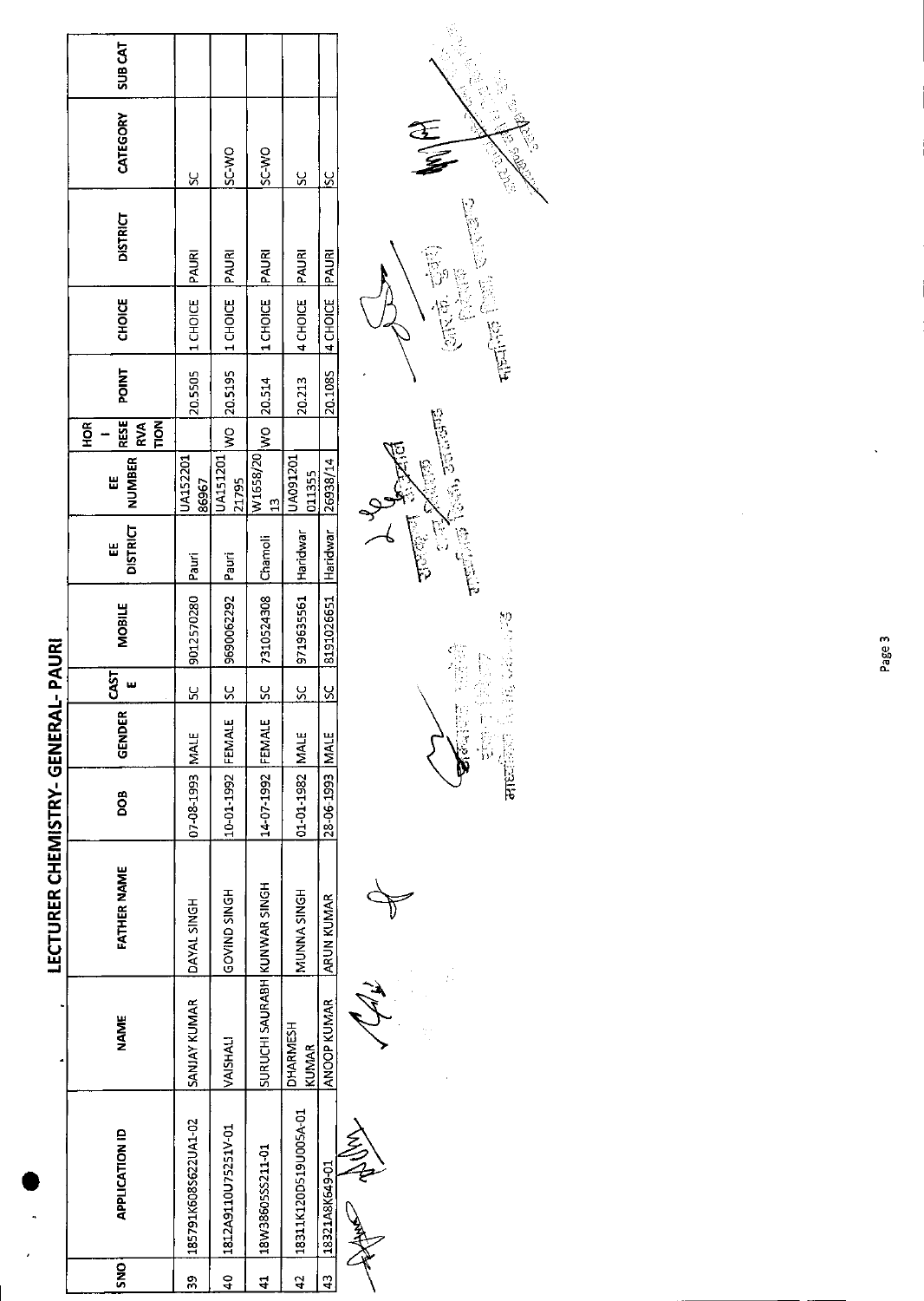# LECTURER CHEMISTRY- GENERAL- PAURI

| SNO | APPLICATION ID | NAME | FATHER NAME | DOB | GENDER | CASTE | MOBILE | EE DISTRICT | EE NUMBER | HOR - RESERVATION | POINT | CHOICE | DISTRICT | CATEGORY | SUB CAT |
|---|---|---|---|---|---|---|---|---|---|---|---|---|---|---|---|
| 39 | 185791K608S622UA1-02 | SANJAY KUMAR | DAYAL SINGH | 07-08-1993 | MALE | SC | 9012570280 | Pauri | UA152201 86967 | | 20.5505 | 1 CHOICE | PAURI | SC | |
| 40 | 1812A9110U75251V-01 | VAISHALI | GOVIND SINGH | 10-01-1992 | FEMALE | SC | 9690062292 | Pauri | UA151201 21795 | WO | 20.5195 | 1 CHOICE | PAURI | SC-WO | |
| 41 | 18W38605S5211-01 | SURUCHI SAURABH | KUNWAR SINGH | 14-07-1992 | FEMALE | SC | 7310524308 | Chamoli | W1658/20 13 | WO | 20.514 | 1 CHOICE | PAURI | SC-WO | |
| 42 | 18311K120D519U005A-01 | DHARMESH KUMAR | MUNNA SINGH | 01-01-1982 | MALE | SC | 9719635561 | Haridwar | UA091201 011355 | | 20.213 | 4 CHOICE | PAURI | SC | |
| 43 | 18321A8K649-01 | ANOOP KUMAR | ARUN KUMAR | 28-06-1993 | MALE | SC | 8191026651 | Haridwar | 26938/14 | | 20.1085 | 4 CHOICE | PAURI | SC | |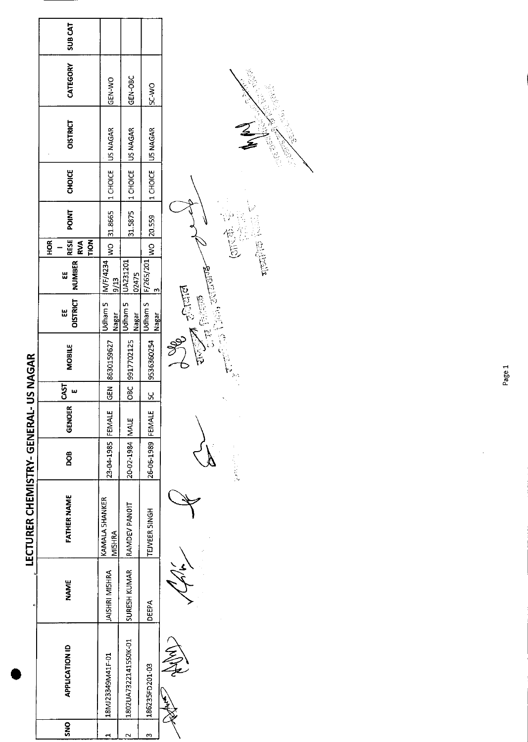# LECTURER CHEMISTRY- GENERAL- US NAGAR

| SNO | APPLICATION ID | NAME | FATHER NAME | DOB | GENDER | CASTE | MOBILE | EE DISTRICT | EE NUMBER | HOR RESERVATION | POINT | CHOICE | DISTRICT | CATEGORY | SUB CAT |
|---|---|---|---|---|---|---|---|---|---|---|---|---|---|---|---|
| 1 | 18MJ23349M41F-01 | JAISHRI MISHRA | KAMALA SHANKER MISHRA | 23-04-1985 | FEMALE | GEN | 8630159627 | Udham S Nagar | M/F/4234 9/13 | WO | 31.8665 | 1 CHOICE | US NAGAR | GEN-WO | |
| 2 | 1802UA7322141550K-01 | SURESH KUMAR | RAMDEV PANDIT | 20-02-1984 | MALE | OBC | 9917702125 | Udham S Nagar | UA231201 02475 | | 31.5875 | 1 CHOICE | US NAGAR | GEN-OBC | |
| 3 | 186235FD201-03 | DEEPA | TEJVEER SINGH | 26-06-1989 | FEMALE | SC | 9536360254 | Udham S Nagar | F/265/201 3 | WO | 20.559 | 1 CHOICE | US NAGAR | SC-WO | |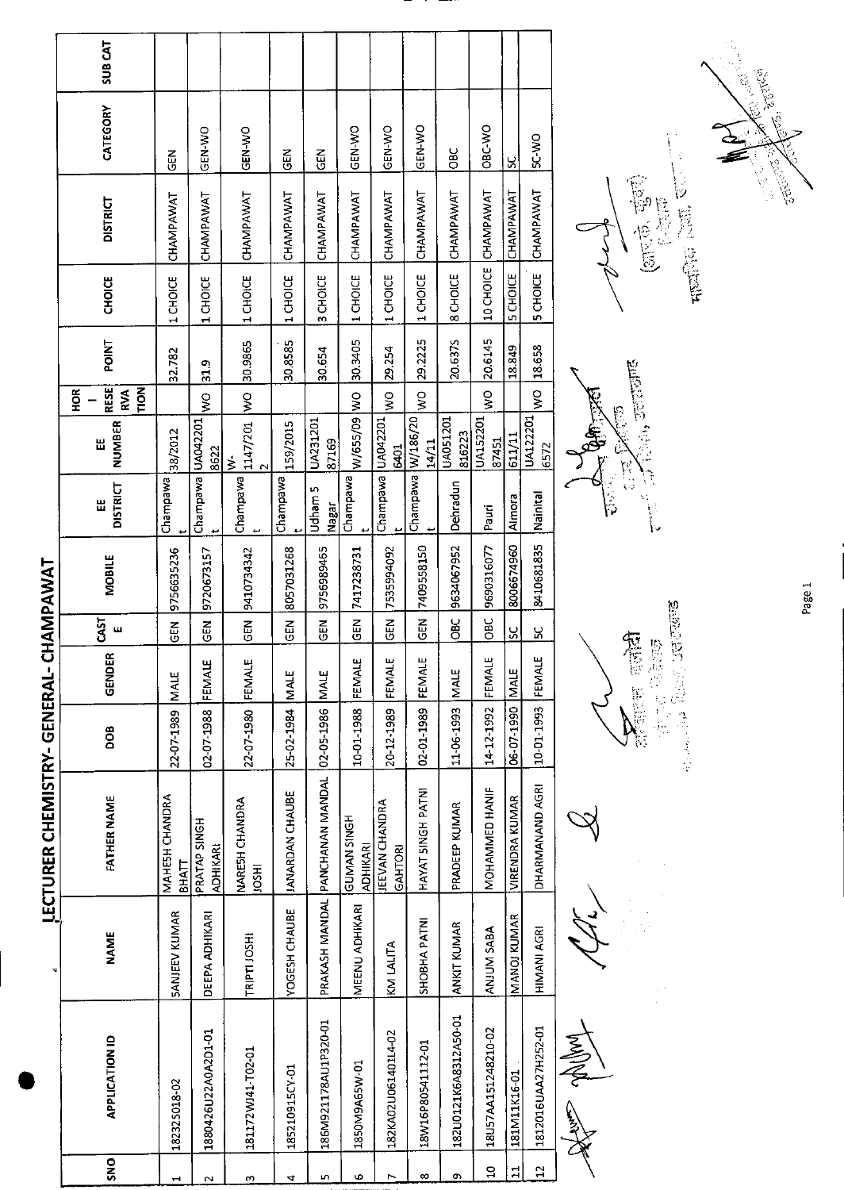# LECTURER CHEMISTRY- GENERAL- CHAMPAWAT

| SNO | APPLICATION ID | NAME | FATHER NAME | DOB | GENDER | CASTE | MOBILE | EE DISTRICT | EE NUMBER | HOR - RESERVATION | POINT | CHOICE | DISTRICT | CATEGORY | SUB CAT |
|---|---|---|---|---|---|---|---|---|---|---|---|---|---|---|---|
| 1 | 18232S018-02 | SANJEEV KUMAR | MAHESH CHANDRA BHATT | 22-07-1989 | MALE | GEN | 9756635236 | Champawat | 38/2012 | | 32.782 | 1 CHOICE | CHAMPAWAT | GEN | |
| 2 | 1880426U22A0A2D1-01 | DEEPA ADHIKARI | PRATAP SINGH ADHIKARI | 02-07-1988 | FEMALE | GEN | 9720673157 | Champawat | UA0422018622 | WO | 31.9 | 1 CHOICE | CHAMPAWAT | GEN-WO | |
| 3 | 181172WJ41-T02-01 | TRIPTI JOSHI | NARESH CHANDRA JOSHI | 22-07-1980 | FEMALE | GEN | 9410734342 | Champawat | W-1147/2012 | WO | 30.9865 | 1 CHOICE | CHAMPAWAT | GEN-WO | |
| 4 | 18521091SCY-01 | YOGESH CHAUBE | JANARDAN CHAUBE | 25-02-1984 | MALE | GEN | 8057031268 | Champawat | 159/2015 | | 30.8585 | 1 CHOICE | CHAMPAWAT | GEN | |
| 5 | 186M92117BAU1P320-01 | PRAKASH MANDAL | PANCHANAN MANDAL | 02-05-1986 | MALE | GEN | 9756989465 | Udham S Nagar | UA23120187169 | | 30.654 | 3 CHOICE | CHAMPAWAT | GEN | |
| 6 | 1850M9A65W-01 | MEENU ADHIKARI | GUMAN SINGH ADHIKARI | 10-01-1988 | FEMALE | GEN | 7417238731 | Champawat | W/655/09 | WO | 30.3405 | 1 CHOICE | CHAMPAWAT | GEN-WO | |
| 7 | 182KA02U06140IL4-02 | KM LALITA | JEEVAN CHANDRA GAHTORI | 20-12-1989 | FEMALE | GEN | 7535994092 | Champawat | UA0422016401 | WO | 29.254 | 1 CHOICE | CHAMPAWAT | GEN-WO | |
| 8 | 18W16P80541112-01 | SHOBHA PATNI | HAYAT SINGH PATNI | 02-01-1989 | FEMALE | GEN | 7409558150 | Champawat | W/186/2014/11 | WO | 29.2225 | 1 CHOICE | CHAMPAWAT | GEN-WO | |
| 9 | 182U0121K6A8312A50-01 | ANKIT KUMAR | PRADEEP KUMAR | 11-06-1993 | MALE | OBC | 9634067952 | Dehradun | UA051201816223 | | 20.6375 | 8 CHOICE | CHAMPAWAT | OBC | |
| 10 | 18U57AA151248210-02 | ANJUM SABA | MOHAMMED HANIF | 14-12-1992 | FEMALE | OBC | 9690316077 | Pauri | UA15220187451 | WO | 20.6145 | 10 CHOICE | CHAMPAWAT | OBC-WO | |
| 11 | 181M11K16-01 | MANOJ KUMAR | VIRENDRA KUMAR | 06-07-1990 | MALE | SC | 8006674960 | Almora | 611/11 | | 18.849 | 5 CHOICE | CHAMPAWAT | SC | |
| 12 | 1812016UAA27H252-01 | HIMANI AGRI | DHARMANAND AGRI | 10-01-1993 | FEMALE | SC | 8410681835 | Nainital | UA1222016572 | WO | 18.658 | 5 CHOICE | CHAMPAWAT | SC-WO | |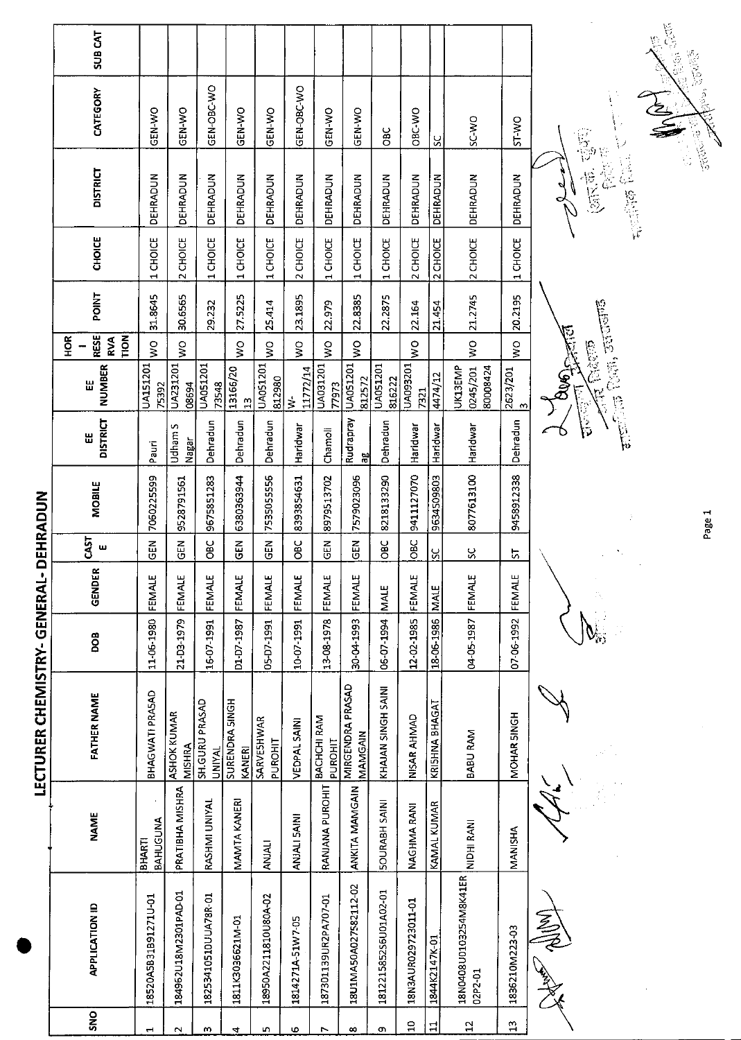# LECTURER CHEMISTRY- GENERAL- DEHRADUN

| SNO | APPLICATION ID | NAME | FATHER NAME | DOB | GENDER | CASTE | MOBILE | EE DISTRICT | EE NUMBER | HOR I RESERVATION | POINT | CHOICE | DISTRICT | CATEGORY | SUB CAT |
|---|---|---|---|---|---|---|---|---|---|---|---|---|---|---|---|
| 1 | 18520A5B31B91271U-01 | BHARTI BAHUGUNA | BHAGWATI PRASAD | 11-06-1980 | FEMALE | GEN | 7060225599 | Pauri | UA15120175392 | WO | 31.8645 | 1 CHOICE | DEHRADUN | GEN-WO | |
| 2 | 184962U18M2301PAD-01 | PRATIBHA MISHRA | ASHOK KUMAR MISHRA | 21-03-1979 | FEMALE | GEN | 9528791561 | Udham S Nagar | UA23120108694 | WO | 30.6565 | 2 CHOICE | DEHRADUN | GEN-WO | |
| 3 | 1825341051DUUA78R-01 | RASHMI UNIYAL | SH.GURU PRASAD UNIYAL | 16-07-1991 | FEMALE | OBC | 9675851283 | Dehradun | UA05120173548 | | 29.232 | 1 CHOICE | DEHRADUN | GEN-OBC-WO | |
| 4 | 1811K3036621M-01 | MAMTA KANERI | SURENDRA SINGH KANERI | 01-07-1987 | FEMALE | GEN | 6380363944 | Dehradun | 13166/2013 | WO | 27.5225 | 1 CHOICE | DEHRADUN | GEN-WO | |
| 5 | 18950A2211810U80A-02 | ANJALI | SARVESHWAR PUROHIT | 05-07-1991 | FEMALE | GEN | 7535055556 | Dehradun | UA051201812980 | WO | 25.414 | 1 CHOICE | DEHRADUN | GEN-WO | |
| 6 | 1814271A-51W7-05 | ANJALI SAINI | VEDPAL SAINI | 10-07-1991 | FEMALE | OBC | 8393854631 | Haridwar | W-11772/14 | WO | 23.1895 | 2 CHOICE | DEHRADUN | GEN-OBC-WO | |
| 7 | 187301139UR2PA707-01 | RANJANA PUROHIT | BACHCHI RAM PUROHIT | 13-08-1978 | FEMALE | GEN | 8979513702 | Chamoli | UA03120177973 | WO | 22.979 | 1 CHOICE | DEHRADUN | GEN-WO | |
| 8 | 18U1MA50A027582112-02 | ANKITA MAMGAIN | MIRGENDRA PRASAD MAMGAIN | 30-04-1993 | FEMALE | GEN | 7579023096 | Rudraprayag | UA051201812572 | WO | 22.8385 | 1 CHOICE | DEHRADUN | GEN-WO | |
| 9 | 181221585256U01A02-01 | SOURABH SAINI | KHAJAN SINGH SAINI | 06-07-1994 | MALE | OBC | 8218133290 | Dehradun | UA051201816222 | | 22.2875 | 1 CHOICE | DEHRADUN | OBC | |
| 10 | 18N3AUR029723011-01 | NAGHMA RANI | NISAR AHMAD | 12-02-1985 | FEMALE | OBC | 9411127070 | Haridwar | UA0932017321 | WO | 22.164 | 2 CHOICE | DEHRADUN | OBC-WO | |
| 11 | 1844K2147K-01 | KAMAL KUMAR | KRISHNA BHAGAT | 18-06-1986 | MALE | SC | 9634509803 | Haridwar | 4474/12 | | 21.454 | 2 CHOICE | DEHRADUN | SC | |
| 12 | 18N0408U0103254M8K41ER02P2-01 | NIDHI RANI | BABU RAM | 04-05-1987 | FEMALE | SC | 8077613100 | Haridwar | UK13EMP0245/20180008424 | WO | 21.2745 | 2 CHOICE | DEHRADUN | SC-WO | |
| 13 | 1836210M223-03 | MANISHA | MOHAR SINGH | 07-06-1992 | FEMALE | ST | 9458912338 | Dehradun | 2623/2013 | WO | 20.2195 | 1 CHOICE | DEHRADUN | ST-WO | |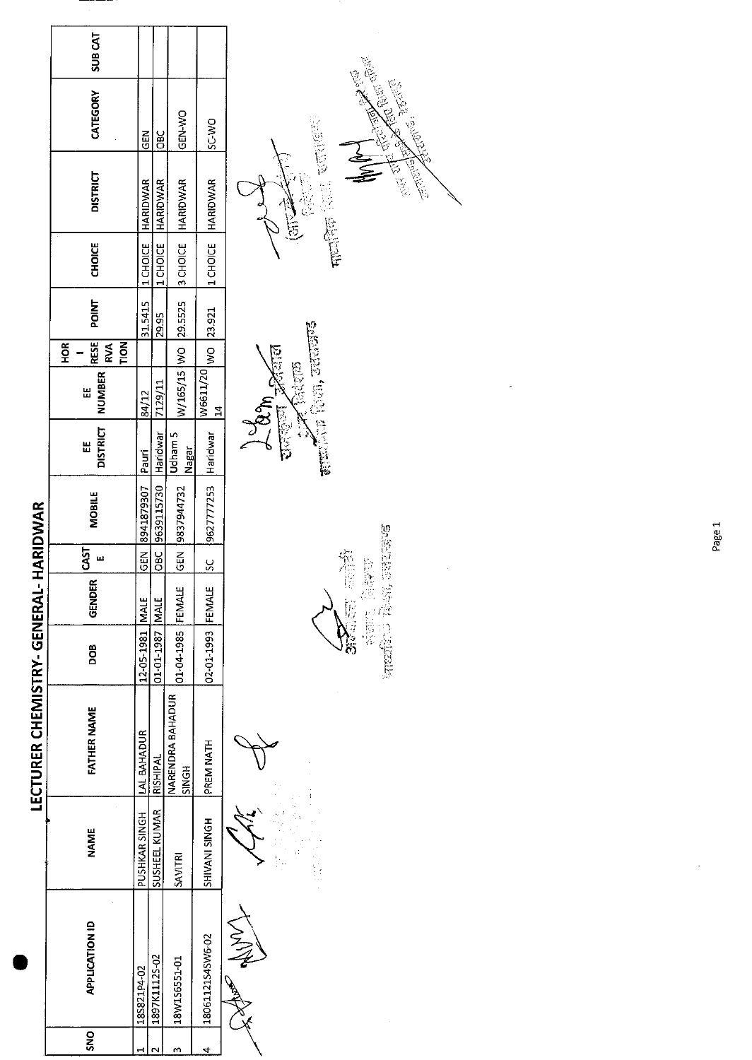# LECTURER CHEMISTRY- GENERAL- HARIDWAR

| SNO | APPLICATION ID | NAME | FATHER NAME | DOB | GENDER | CASTE | MOBILE | EE DISTRICT | EE NUMBER | HORI RESERVATION | POINT | CHOICE | DISTRICT | CATEGORY | SUB CAT |
|---|---|---|---|---|---|---|---|---|---|---|---|---|---|---|---|
| 1 | 18S821P4-02 | PUSHKAR SINGH | LAL BAHADUR | 12-05-1981 | MALE | GEN | 8941879307 | Pauri | 84/12 | | 31.5415 | 1 CHOICE | HARIDWAR | GEN | |
| 2 | 1897K1112S-02 | SUSHEEL KUMAR | RISHIPAL | 01-01-1987 | MALE | OBC | 9639115730 | Haridwar | 7129/11 | | 29.95 | 1 CHOICE | HARIDWAR | OBC | |
| 3 | 18W1S6551-01 | SAVITRI | NARENDRA BAHADUR SINGH | 01-04-1985 | FEMALE | GEN | 9837944732 | Udham S Nagar | W/165/15 | WO | 29.5525 | 3 CHOICE | HARIDWAR | GEN-WO | |
| 4 | 18061121S4SW6-02 | SHIVANI SINGH | PREM NATH | 02-01-1993 | FEMALE | SC | 9627777253 | Haridwar | W6611/2014 | WO | 23.921 | 1 CHOICE | HARIDWAR | SC-WO | |